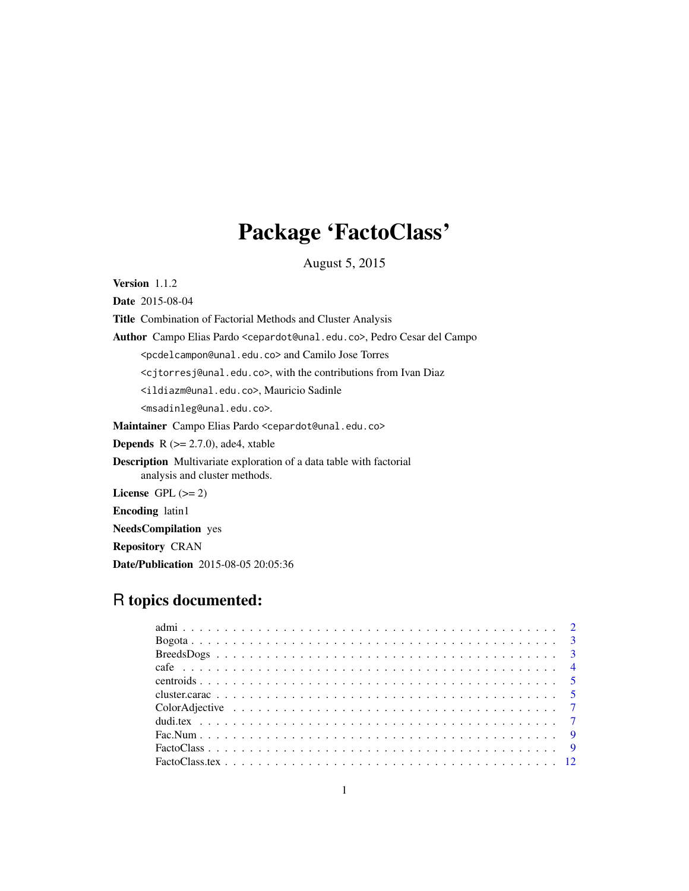# Package 'FactoClass'

August 5, 2015

**Version** 1.1.2

**Date** 2015-08-04

**Title** Combination of Factorial Methods and Cluster Analysis

**Author** Campo Elias Pardo <cepardot@unal.edu.co>, Pedro Cesar del Campo <pcdelcampon@unal.edu.co> and Camilo Jose Torres <cjtorresj@unal.edu.co>, with the contributions from Ivan Diaz <ildiazm@unal.edu.co>, Mauricio Sadinle <msadinleg@unal.edu.co>.

**Maintainer** Campo Elias Pardo <cepardot@unal.edu.co>

**Depends** R (>= 2.7.0), ade4, xtable

**Description** Multivariate exploration of a data table with factorial analysis and cluster methods.

**License** GPL (>= 2)

**Encoding** latin1

**NeedsCompilation** yes

**Repository** CRAN

**Date/Publication** 2015-08-05 20:05:36

## R topics documented:

- admi . . . . . . . . . . . . . . . . . . . . . . . . . . . . . . . . . . . . . . . . . . . 2
- Bogota . . . . . . . . . . . . . . . . . . . . . . . . . . . . . . . . . . . . . . . . . . . 3
- BreedsDogs . . . . . . . . . . . . . . . . . . . . . . . . . . . . . . . . . . . . . . . . 3
- cafe . . . . . . . . . . . . . . . . . . . . . . . . . . . . . . . . . . . . . . . . . . . 4
- centroids . . . . . . . . . . . . . . . . . . . . . . . . . . . . . . . . . . . . . . . . . 5
- cluster.carac . . . . . . . . . . . . . . . . . . . . . . . . . . . . . . . . . . . . . . . 5
- ColorAdjective . . . . . . . . . . . . . . . . . . . . . . . . . . . . . . . . . . . . . . 7
- dudi.tex . . . . . . . . . . . . . . . . . . . . . . . . . . . . . . . . . . . . . . . . . 7
- Fac.Num . . . . . . . . . . . . . . . . . . . . . . . . . . . . . . . . . . . . . . . . . 9
- FactoClass . . . . . . . . . . . . . . . . . . . . . . . . . . . . . . . . . . . . . . . . 9
- FactoClass.tex . . . . . . . . . . . . . . . . . . . . . . . . . . . . . . . . . . . . . . 12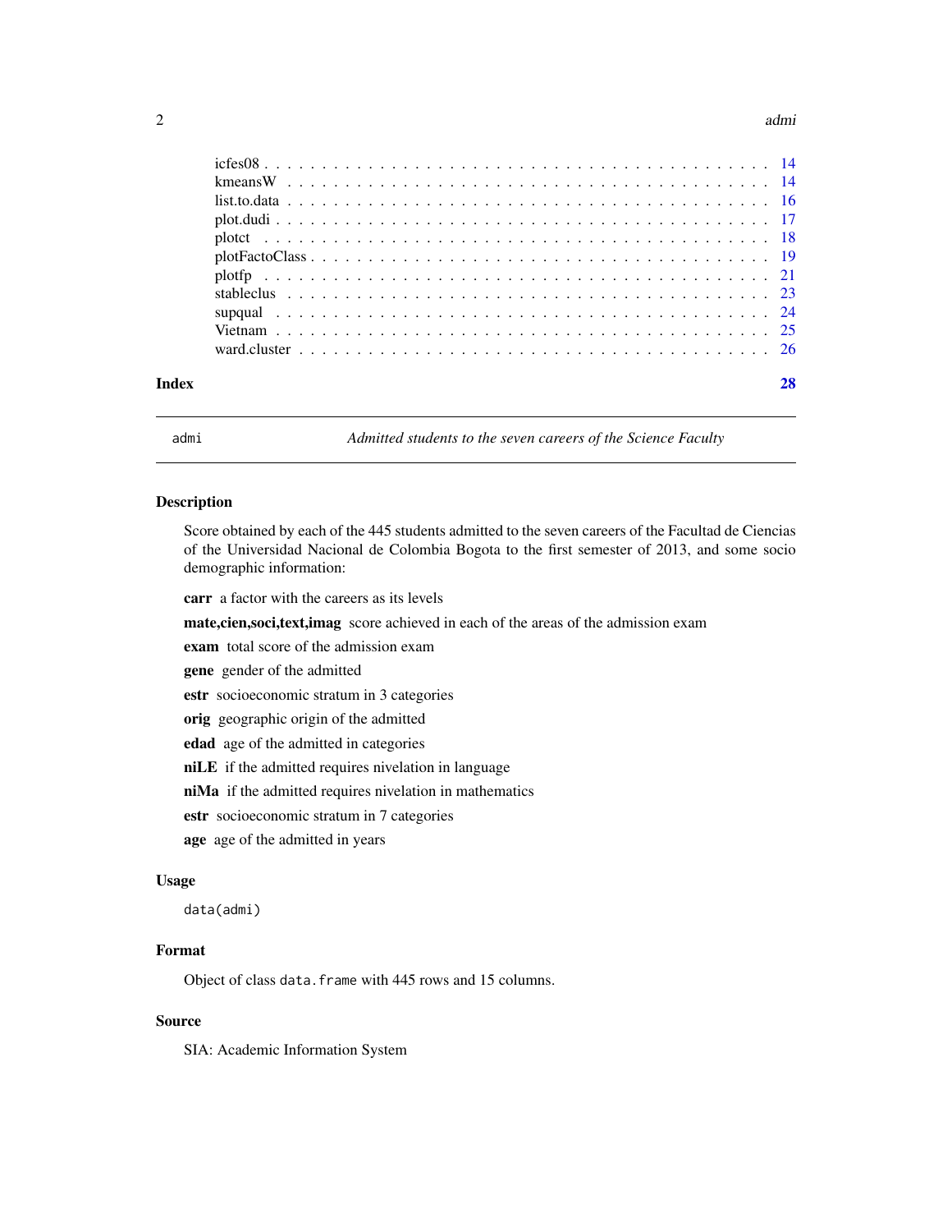| | |
|---|---|
| icfes08 | 14 |
| kmeansW | 14 |
| list.to.data | 16 |
| plot.dudi | 17 |
| plotct | 18 |
| plotFactoClass | 19 |
| plotfp | 21 |
| stableclus | 23 |
| supqual | 24 |
| Vietnam | 25 |
| ward.cluster | 26 |

**Index** **28**

## admi — *Admitted students to the seven careers of the Science Faculty*

### Description

Score obtained by each of the 445 students admitted to the seven careers of the Facultad de Ciencias of the Universidad Nacional de Colombia Bogota to the first semester of 2013, and some socio demographic information:

**carr** a factor with the careers as its levels

**mate,cien,soci,text,imag** score achieved in each of the areas of the admission exam

**exam** total score of the admission exam

**gene** gender of the admitted

**estr** socioeconomic stratum in 3 categories

**orig** geographic origin of the admitted

**edad** age of the admitted in categories

**niLE** if the admitted requires nivelation in language

**niMa** if the admitted requires nivelation in mathematics

**estr** socioeconomic stratum in 7 categories

**age** age of the admitted in years

### Usage

```
data(admi)
```

### Format

Object of class `data.frame` with 445 rows and 15 columns.

### Source

SIA: Academic Information System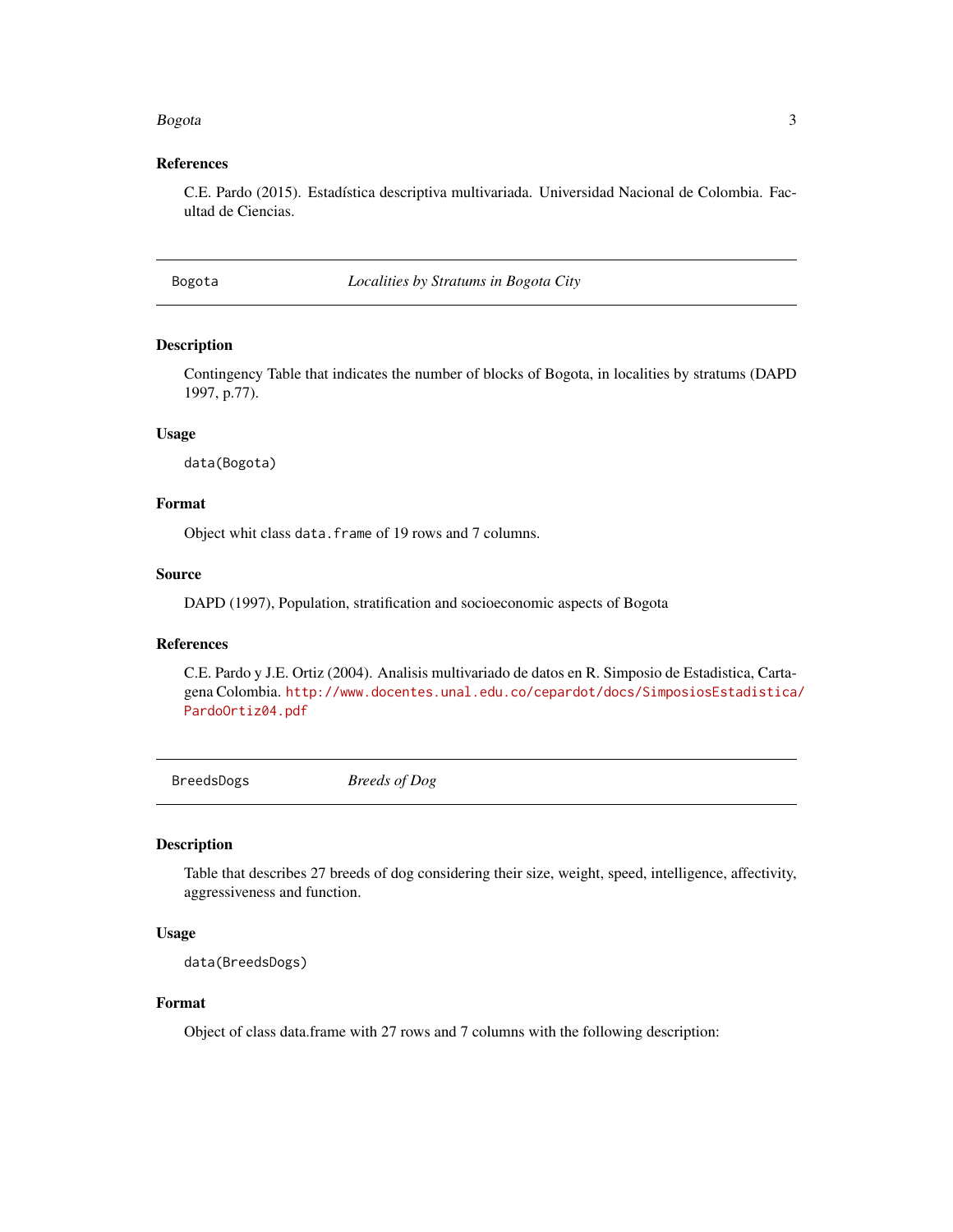### References

C.E. Pardo (2015). Estadística descriptiva multivariada. Universidad Nacional de Colombia. Facultad de Ciencias.

---

## Bogota — *Localities by Stratums in Bogota City*

---

### Description

Contingency Table that indicates the number of blocks of Bogota, in localities by stratums (DAPD 1997, p.77).

### Usage

```
data(Bogota)
```

### Format

Object whit class `data.frame` of 19 rows and 7 columns.

### Source

DAPD (1997), Population, stratification and socioeconomic aspects of Bogota

### References

C.E. Pardo y J.E. Ortiz (2004). Analisis multivariado de datos en R. Simposio de Estadistica, Cartagena Colombia. http://www.docentes.unal.edu.co/cepardot/docs/SimposiosEstadistica/PardoOrtiz04.pdf

---

## BreedsDogs — *Breeds of Dog*

---

### Description

Table that describes 27 breeds of dog considering their size, weight, speed, intelligence, affectivity, aggressiveness and function.

### Usage

```
data(BreedsDogs)
```

### Format

Object of class data.frame with 27 rows and 7 columns with the following description: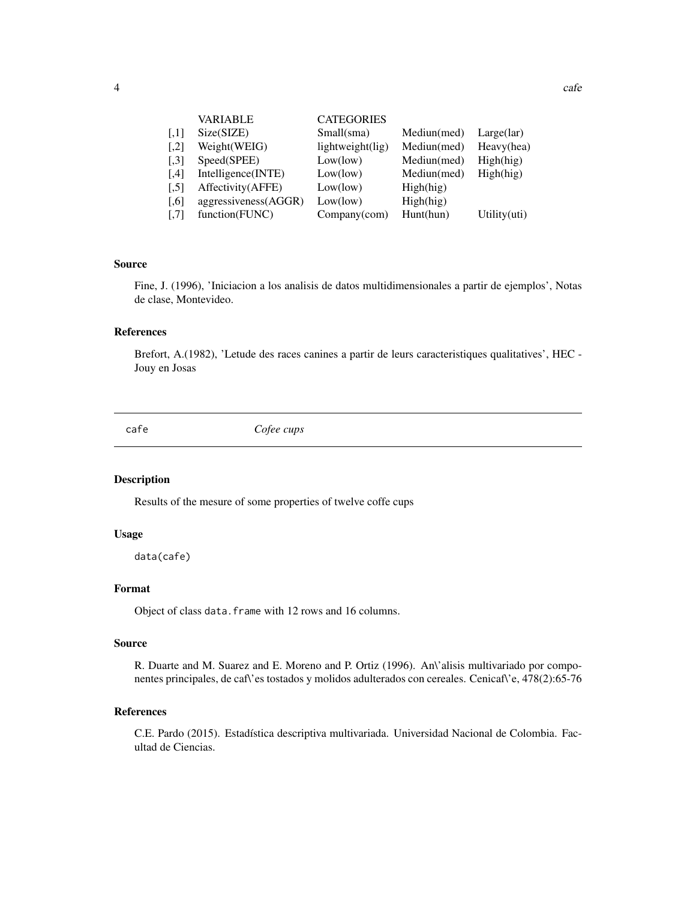| | VARIABLE | CATEGORIES | | |
|---|---|---|---|---|
| [,1] | Size(SIZE) | Small(sma) | Mediun(med) | Large(lar) |
| [,2] | Weight(WEIG) | lightweight(lig) | Mediun(med) | Heavy(hea) |
| [,3] | Speed(SPEE) | Low(low) | Mediun(med) | High(hig) |
| [,4] | Intelligence(INTE) | Low(low) | Mediun(med) | High(hig) |
| [,5] | Affectivity(AFFE) | Low(low) | High(hig) | |
| [,6] | aggressiveness(AGGR) | Low(low) | High(hig) | |
| [,7] | function(FUNC) | Company(com) | Hunt(hun) | Utility(uti) |

### Source

Fine, J. (1996), 'Iniciacion a los analisis de datos multidimensionales a partir de ejemplos', Notas de clase, Montevideo.

### References

Brefort, A.(1982), 'Letude des races canines a partir de leurs caracteristiques qualitatives', HEC - Jouy en Josas

---

## cafe *Cofee cups*

---

### Description

Results of the mesure of some properties of twelve coffe cups

### Usage

```
data(cafe)
```

### Format

Object of class `data.frame` with 12 rows and 16 columns.

### Source

R. Duarte and M. Suarez and E. Moreno and P. Ortiz (1996). An\'alisis multivariado por componentes principales, de caf\'es tostados y molidos adulterados con cereales. Cenicaf\'e, 478(2):65-76

### References

C.E. Pardo (2015). Estadística descriptiva multivariada. Universidad Nacional de Colombia. Facultad de Ciencias.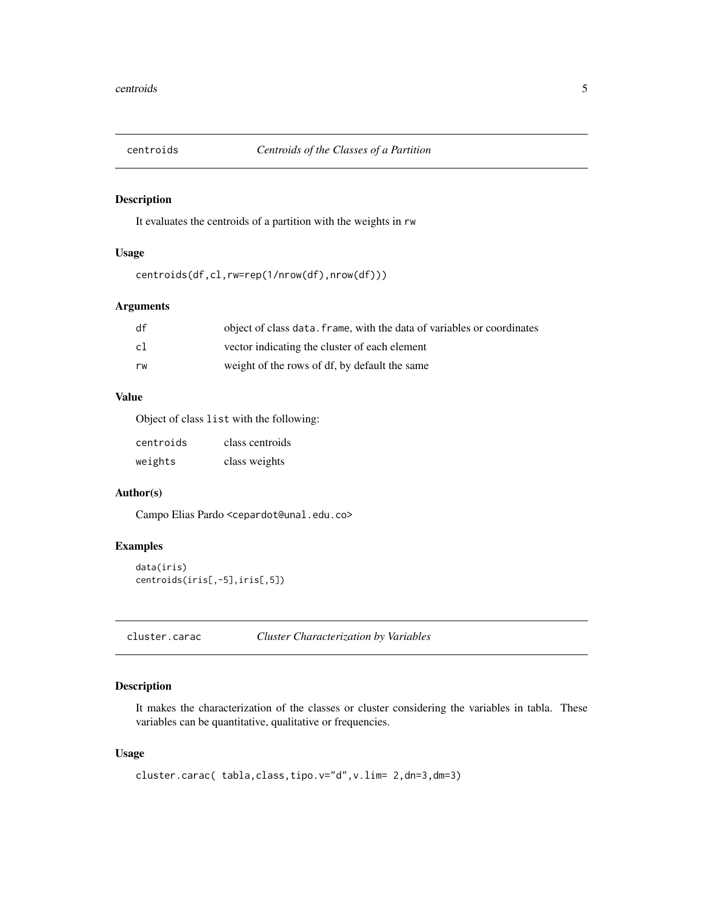## centroids *Centroids of the Classes of a Partition*

### Description

It evaluates the centroids of a partition with the weights in `rw`

### Usage

```
centroids(df,cl,rw=rep(1/nrow(df),nrow(df)))
```

### Arguments

| | |
|---|---|
| df | object of class `data.frame`, with the data of variables or coordinates |
| cl | vector indicating the cluster of each element |
| rw | weight of the rows of df, by default the same |

### Value

Object of class `list` with the following:

| | |
|---|---|
| centroids | class centroids |
| weights | class weights |

### Author(s)

Campo Elias Pardo <cepardot@unal.edu.co>

### Examples

```
data(iris)
centroids(iris[,-5],iris[,5])
```

## cluster.carac *Cluster Characterization by Variables*

### Description

It makes the characterization of the classes or cluster considering the variables in tabla. These variables can be quantitative, qualitative or frequencies.

### Usage

```
cluster.carac( tabla,class,tipo.v="d",v.lim= 2,dn=3,dm=3)
```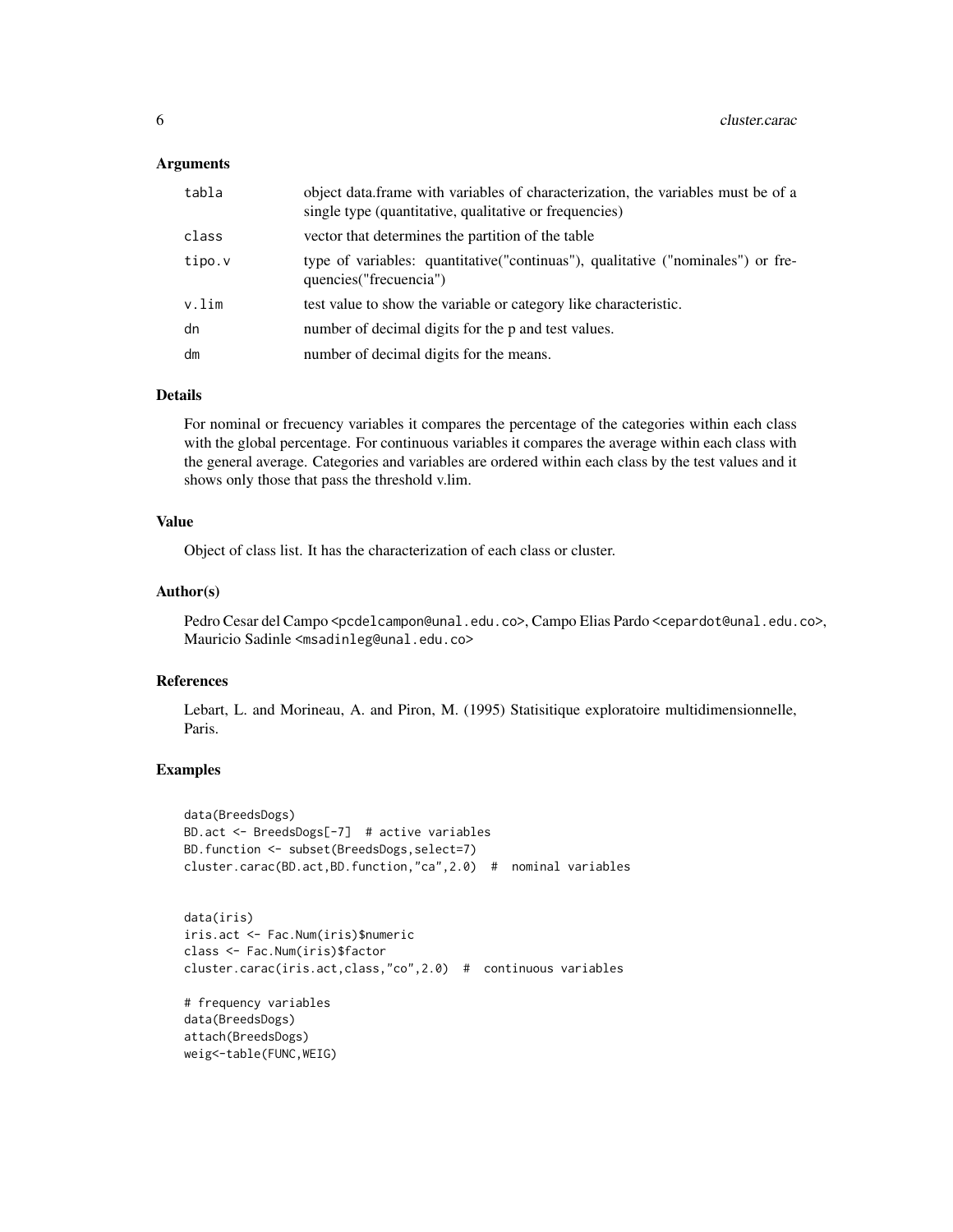## Arguments

| | |
|---|---|
| tabla | object data.frame with variables of characterization, the variables must be of a single type (quantitative, qualitative or frequencies) |
| class | vector that determines the partition of the table |
| tipo.v | type of variables: quantitative("continuas"), qualitative ("nominales") or frequencies("frecuencia") |
| v.lim | test value to show the variable or category like characteristic. |
| dn | number of decimal digits for the p and test values. |
| dm | number of decimal digits for the means. |

## Details

For nominal or frecuency variables it compares the percentage of the categories within each class with the global percentage. For continuous variables it compares the average within each class with the general average. Categories and variables are ordered within each class by the test values and it shows only those that pass the threshold v.lim.

## Value

Object of class list. It has the characterization of each class or cluster.

## Author(s)

Pedro Cesar del Campo <pcdelcampon@unal.edu.co>, Campo Elias Pardo <cepardot@unal.edu.co>, Mauricio Sadinle <msadinleg@unal.edu.co>

## References

Lebart, L. and Morineau, A. and Piron, M. (1995) Statisitique exploratoire multidimensionnelle, Paris.

## Examples

```
data(BreedsDogs)
BD.act <- BreedsDogs[-7]  # active variables
BD.function <- subset(BreedsDogs,select=7)
cluster.carac(BD.act,BD.function,"ca",2.0)  #  nominal variables


data(iris)
iris.act <- Fac.Num(iris)$numeric
class <- Fac.Num(iris)$factor
cluster.carac(iris.act,class,"co",2.0)  #  continuous variables

# frequency variables
data(BreedsDogs)
attach(BreedsDogs)
weig<-table(FUNC,WEIG)
```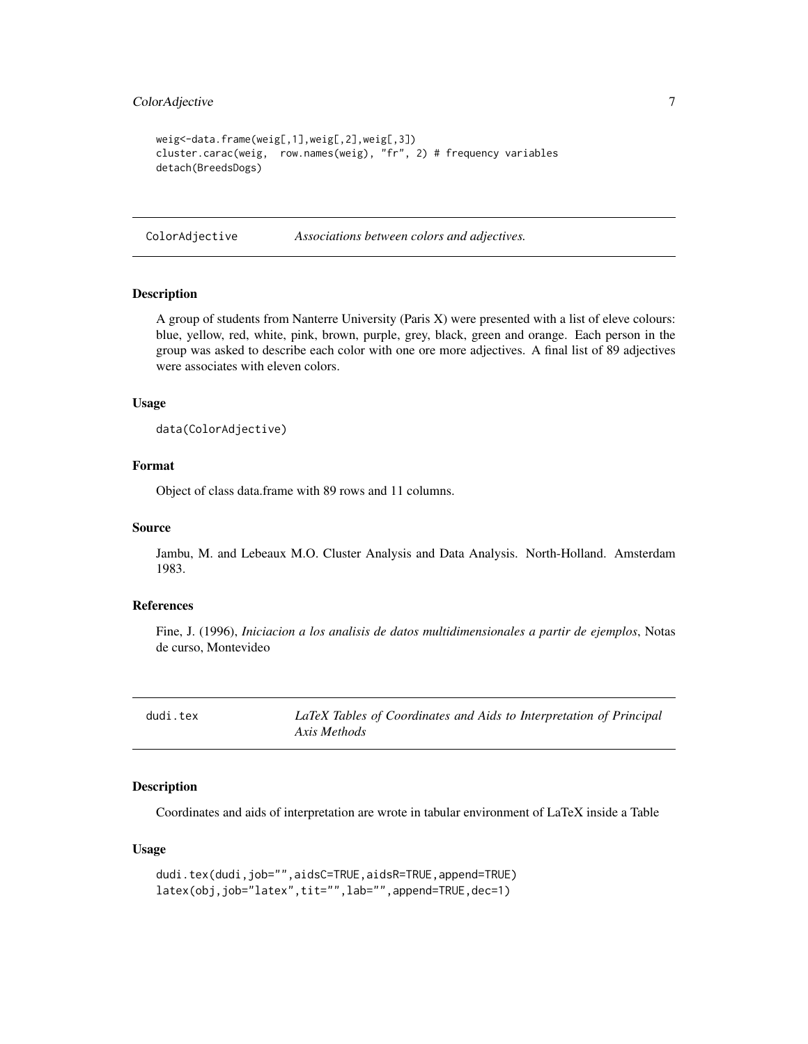```
weig<-data.frame(weig[,1],weig[,2],weig[,3])
cluster.carac(weig,  row.names(weig), "fr", 2) # frequency variables
detach(BreedsDogs)
```

## ColorAdjective — *Associations between colors and adjectives.*

### Description

A group of students from Nanterre University (Paris X) were presented with a list of eleve colours: blue, yellow, red, white, pink, brown, purple, grey, black, green and orange. Each person in the group was asked to describe each color with one ore more adjectives. A final list of 89 adjectives were associates with eleven colors.

### Usage

```
data(ColorAdjective)
```

### Format

Object of class data.frame with 89 rows and 11 columns.

### Source

Jambu, M. and Lebeaux M.O. Cluster Analysis and Data Analysis. North-Holland. Amsterdam 1983.

### References

Fine, J. (1996), *Iniciacion a los analisis de datos multidimensionales a partir de ejemplos*, Notas de curso, Montevideo

## dudi.tex — *LaTeX Tables of Coordinates and Aids to Interpretation of Principal Axis Methods*

### Description

Coordinates and aids of interpretation are wrote in tabular environment of LaTeX inside a Table

### Usage

```
dudi.tex(dudi,job="",aidsC=TRUE,aidsR=TRUE,append=TRUE)
latex(obj,job="latex",tit="",lab="",append=TRUE,dec=1)
```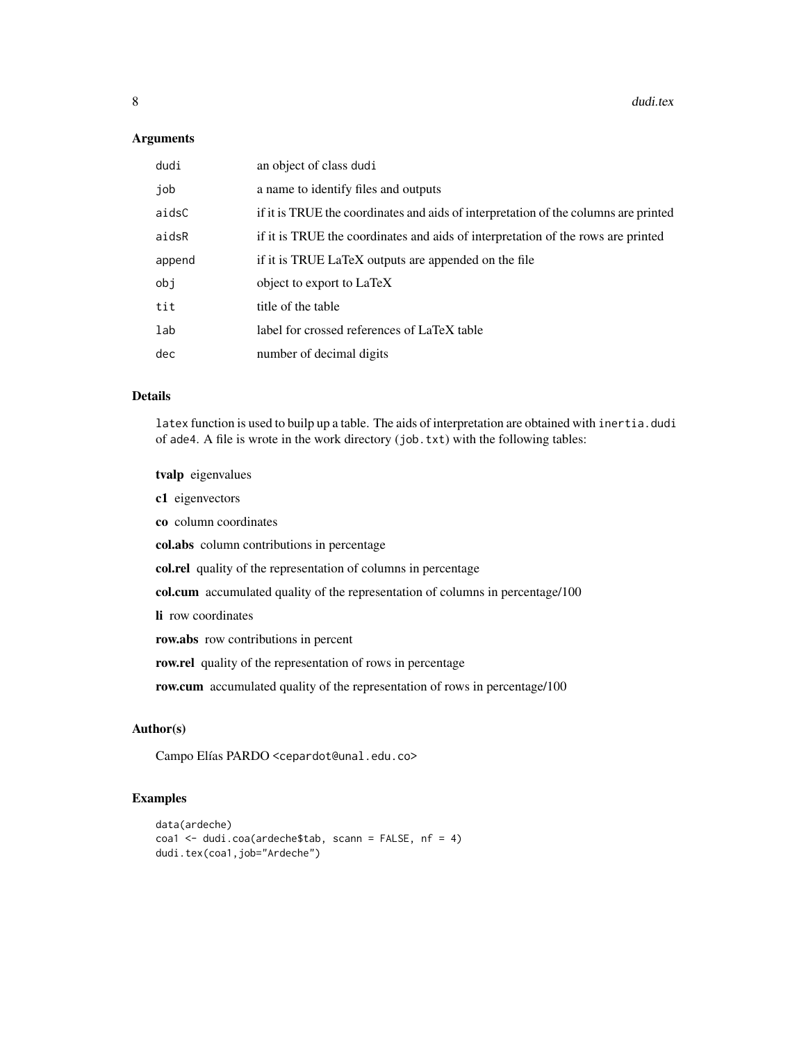## Arguments

| | |
|---|---|
| dudi | an object of class dudi |
| job | a name to identify files and outputs |
| aidsC | if it is TRUE the coordinates and aids of interpretation of the columns are printed |
| aidsR | if it is TRUE the coordinates and aids of interpretation of the rows are printed |
| append | if it is TRUE LaTeX outputs are appended on the file |
| obj | object to export to LaTeX |
| tit | title of the table |
| lab | label for crossed references of LaTeX table |
| dec | number of decimal digits |

## Details

`latex` function is used to builp up a table. The aids of interpretation are obtained with `inertia.dudi` of `ade4`. A file is wrote in the work directory (`job.txt`) with the following tables:

**tvalp** eigenvalues

**c1** eigenvectors

**co** column coordinates

**col.abs** column contributions in percentage

**col.rel** quality of the representation of columns in percentage

**col.cum** accumulated quality of the representation of columns in percentage/100

**li** row coordinates

**row.abs** row contributions in percent

**row.rel** quality of the representation of rows in percentage

**row.cum** accumulated quality of the representation of rows in percentage/100

## Author(s)

Campo Elías PARDO <cepardot@unal.edu.co>

## Examples

```
data(ardeche)
coa1 <- dudi.coa(ardeche$tab, scann = FALSE, nf = 4)
dudi.tex(coa1,job="Ardeche")
```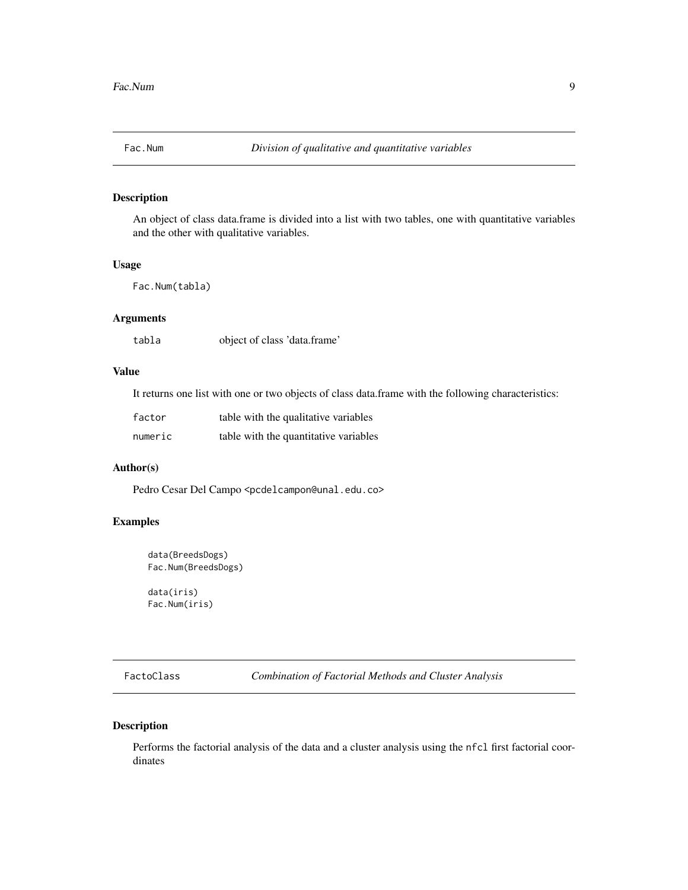## Fac.Num — *Division of qualitative and quantitative variables*

### Description

An object of class data.frame is divided into a list with two tables, one with quantitative variables and the other with qualitative variables.

### Usage

```
Fac.Num(tabla)
```

### Arguments

| | |
|---|---|
| tabla | object of class 'data.frame' |

### Value

It returns one list with one or two objects of class data.frame with the following characteristics:

| | |
|---|---|
| factor | table with the qualitative variables |
| numeric | table with the quantitative variables |

### Author(s)

Pedro Cesar Del Campo <pcdelcampon@unal.edu.co>

### Examples

```
data(BreedsDogs)
Fac.Num(BreedsDogs)

data(iris)
Fac.Num(iris)
```

## FactoClass — *Combination of Factorial Methods and Cluster Analysis*

### Description

Performs the factorial analysis of the data and a cluster analysis using the `nfcl` first factorial coordinates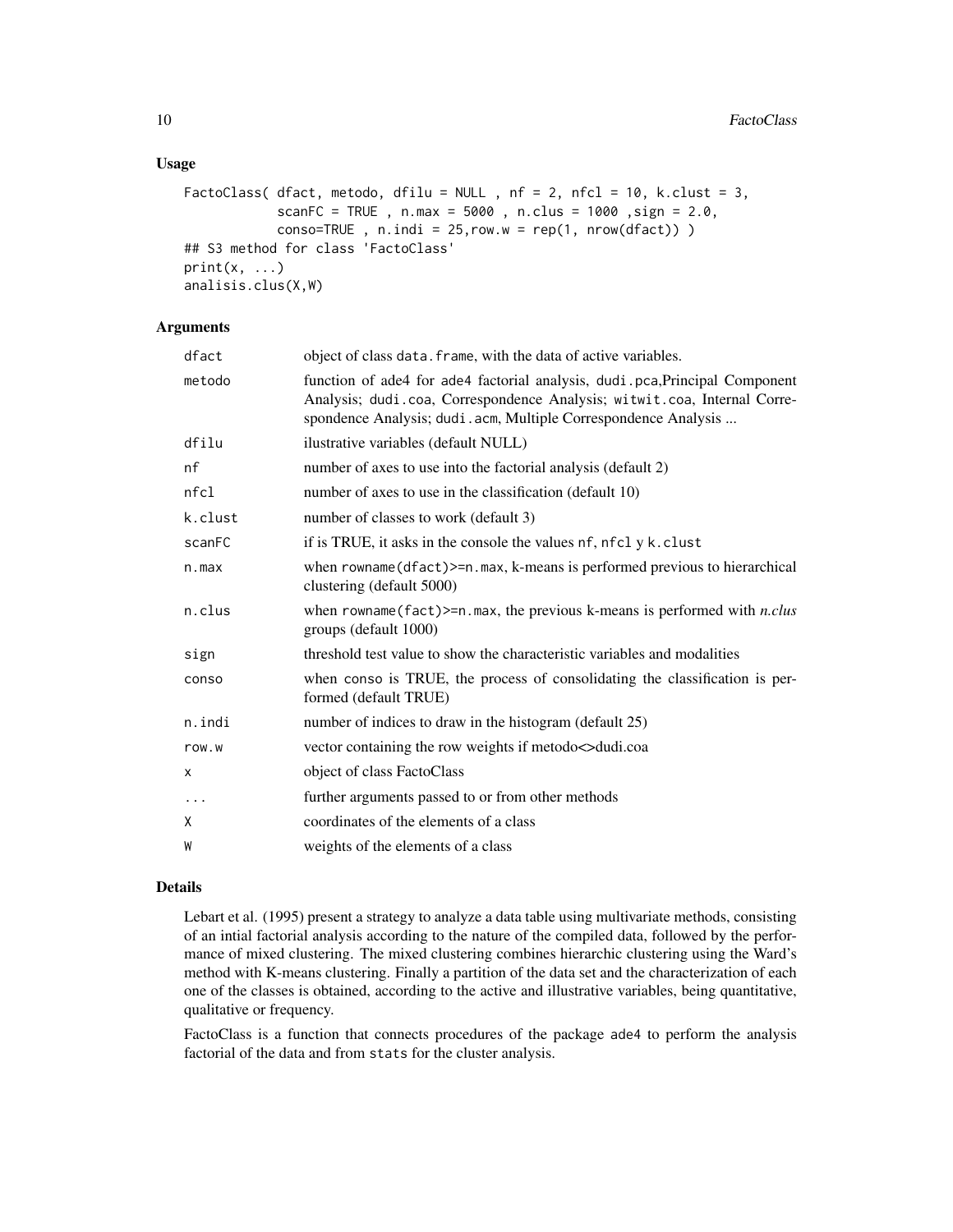## Usage

```
FactoClass( dfact, metodo, dfilu = NULL , nf = 2, nfcl = 10, k.clust = 3,
            scanFC = TRUE , n.max = 5000 , n.clus = 1000 ,sign = 2.0,
            conso=TRUE , n.indi = 25,row.w = rep(1, nrow(dfact)) )
## S3 method for class 'FactoClass'
print(x, ...)
analisis.clus(X,W)
```

## Arguments

| | |
|---|---|
| `dfact` | object of class `data.frame`, with the data of active variables. |
| `metodo` | function of ade4 for ade4 factorial analysis, `dudi.pca`,Principal Component Analysis; `dudi.coa`, Correspondence Analysis; `witwit.coa`, Internal Correspondence Analysis; `dudi.acm`, Multiple Correspondence Analysis ... |
| `dfilu` | ilustrative variables (default NULL) |
| `nf` | number of axes to use into the factorial analysis (default 2) |
| `nfcl` | number of axes to use in the classification (default 10) |
| `k.clust` | number of classes to work (default 3) |
| `scanFC` | if is TRUE, it asks in the console the values `nf`, `nfcl` y `k.clust` |
| `n.max` | when `rowname(dfact)>=n.max`, k-means is performed previous to hierarchical clustering (default 5000) |
| `n.clus` | when `rowname(fact)>=n.max`, the previous k-means is performed with *n.clus* groups (default 1000) |
| `sign` | threshold test value to show the characteristic variables and modalities |
| `conso` | when `conso` is TRUE, the process of consolidating the classification is performed (default TRUE) |
| `n.indi` | number of indices to draw in the histogram (default 25) |
| `row.w` | vector containing the row weights if metodo<>dudi.coa |
| `x` | object of class FactoClass |
| `...` | further arguments passed to or from other methods |
| `X` | coordinates of the elements of a class |
| `W` | weights of the elements of a class |

## Details

Lebart et al. (1995) present a strategy to analyze a data table using multivariate methods, consisting of an intial factorial analysis according to the nature of the compiled data, followed by the performance of mixed clustering. The mixed clustering combines hierarchic clustering using the Ward's method with K-means clustering. Finally a partition of the data set and the characterization of each one of the classes is obtained, according to the active and illustrative variables, being quantitative, qualitative or frequency.

FactoClass is a function that connects procedures of the package `ade4` to perform the analysis factorial of the data and from `stats` for the cluster analysis.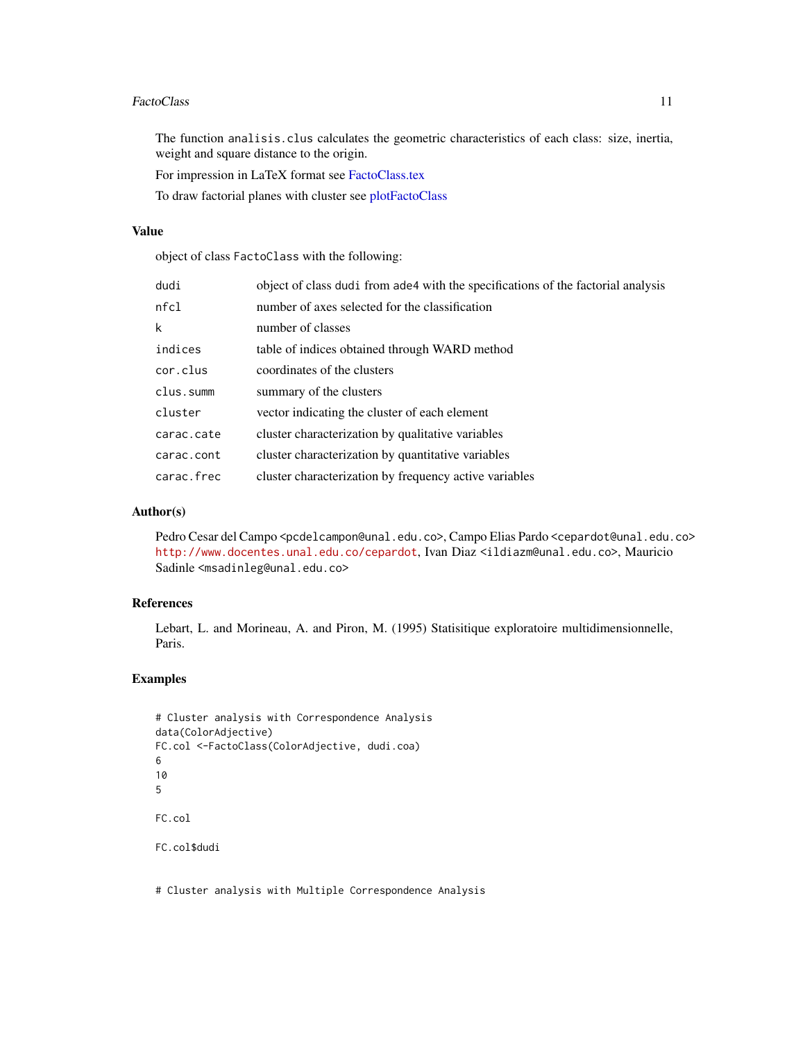The function `analisis.clus` calculates the geometric characteristics of each class: size, inertia, weight and square distance to the origin.

For impression in LaTeX format see FactoClass.tex

To draw factorial planes with cluster see plotFactoClass

## Value

object of class `FactoClass` with the following:

| | |
|---|---|
| `dudi` | object of class `dudi` from `ade4` with the specifications of the factorial analysis |
| `nfcl` | number of axes selected for the classification |
| `k` | number of classes |
| `indices` | table of indices obtained through WARD method |
| `cor.clus` | coordinates of the clusters |
| `clus.summ` | summary of the clusters |
| `cluster` | vector indicating the cluster of each element |
| `carac.cate` | cluster characterization by qualitative variables |
| `carac.cont` | cluster characterization by quantitative variables |
| `carac.frec` | cluster characterization by frequency active variables |

## Author(s)

Pedro Cesar del Campo <pcdelcampon@unal.edu.co>, Campo Elias Pardo <cepardot@unal.edu.co> http://www.docentes.unal.edu.co/cepardot, Ivan Diaz <ildiazm@unal.edu.co>, Mauricio Sadinle <msadinleg@unal.edu.co>

## References

Lebart, L. and Morineau, A. and Piron, M. (1995) Statisitique exploratoire multidimensionnelle, Paris.

## Examples

```
# Cluster analysis with Correspondence Analysis
data(ColorAdjective)
FC.col <-FactoClass(ColorAdjective, dudi.coa)
6
10
5

FC.col

FC.col$dudi


# Cluster analysis with Multiple Correspondence Analysis
```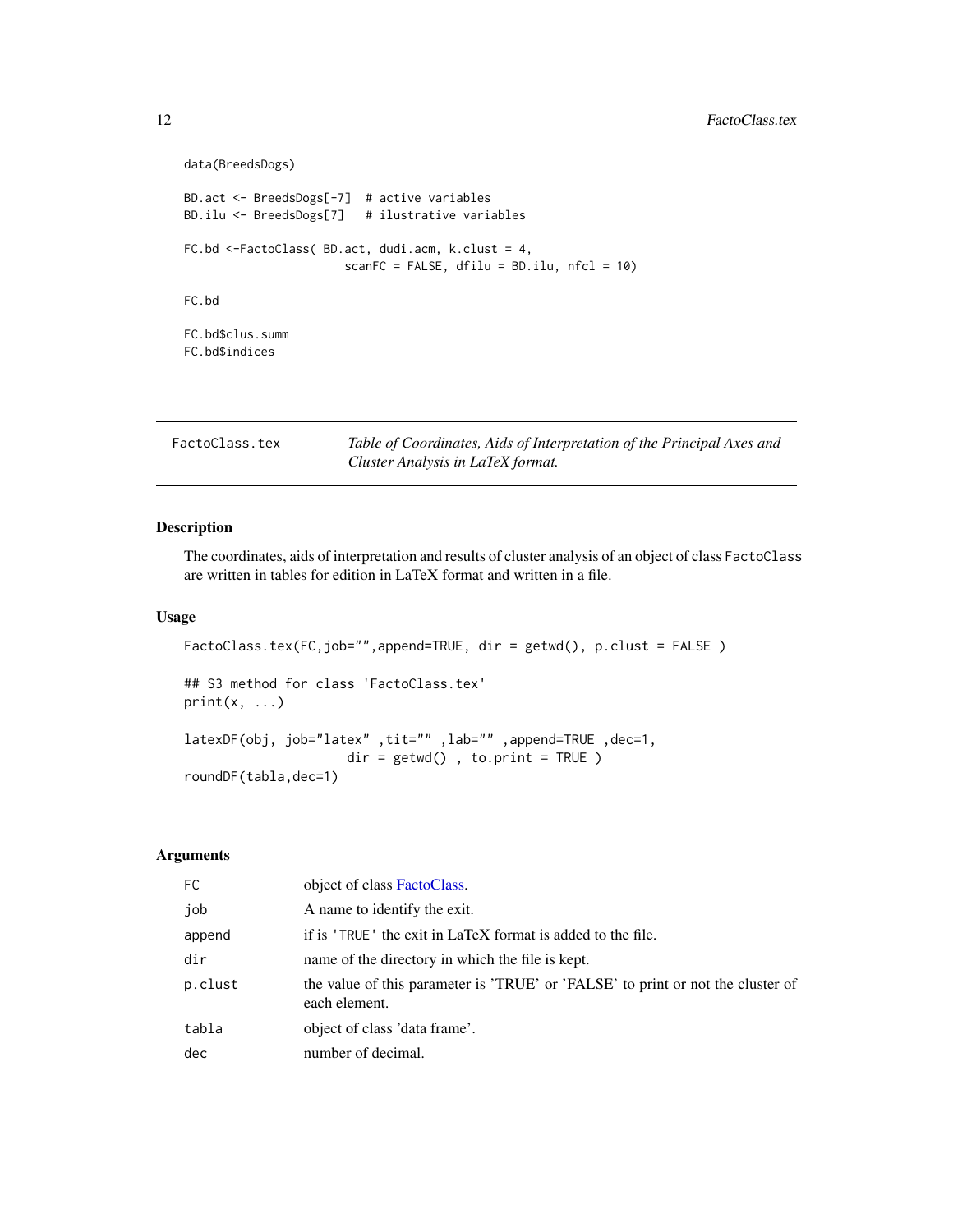```
data(BreedsDogs)

BD.act <- BreedsDogs[-7]  # active variables
BD.ilu <- BreedsDogs[7]   # ilustrative variables

FC.bd <-FactoClass( BD.act, dudi.acm, k.clust = 4,
                    scanFC = FALSE, dfilu = BD.ilu, nfcl = 10)

FC.bd

FC.bd$clus.summ
FC.bd$indices
```

---

`FactoClass.tex` *Table of Coordinates, Aids of Interpretation of the Principal Axes and Cluster Analysis in LaTeX format.*

---

## Description

The coordinates, aids of interpretation and results of cluster analysis of an object of class `FactoClass` are written in tables for edition in LaTeX format and written in a file.

## Usage

```
FactoClass.tex(FC,job="",append=TRUE, dir = getwd(), p.clust = FALSE )

## S3 method for class 'FactoClass.tex'
print(x, ...)

latexDF(obj, job="latex" ,tit="" ,lab="" ,append=TRUE ,dec=1,
                    dir = getwd() , to.print = TRUE )
roundDF(tabla,dec=1)
```

## Arguments

| | |
|---|---|
| FC | object of class FactoClass. |
| job | A name to identify the exit. |
| append | if is 'TRUE' the exit in LaTeX format is added to the file. |
| dir | name of the directory in which the file is kept. |
| p.clust | the value of this parameter is 'TRUE' or 'FALSE' to print or not the cluster of each element. |
| tabla | object of class 'data frame'. |
| dec | number of decimal. |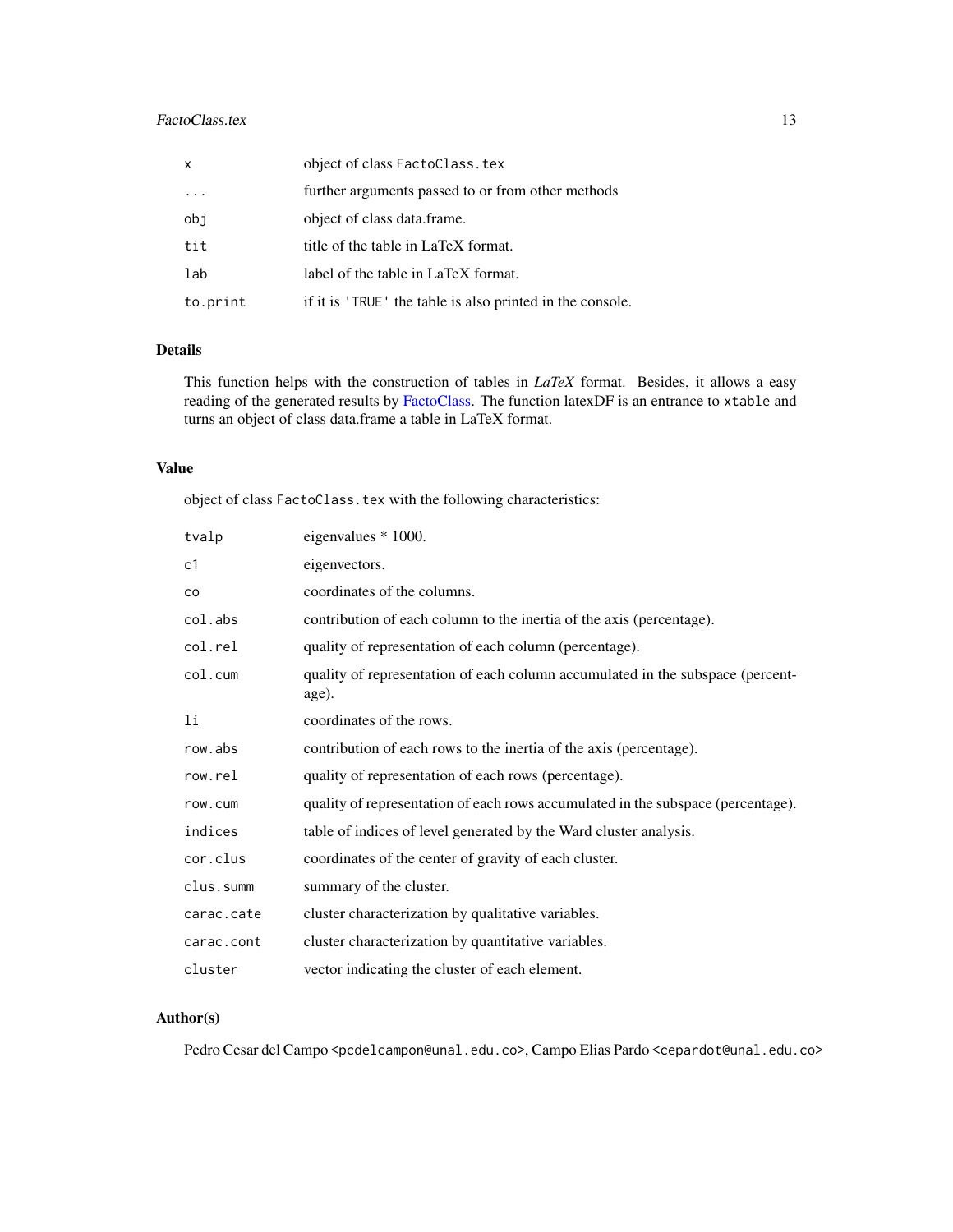| | |
|---|---|
| x | object of class FactoClass.tex |
| ... | further arguments passed to or from other methods |
| obj | object of class data.frame. |
| tit | title of the table in LaTeX format. |
| lab | label of the table in LaTeX format. |
| to.print | if it is 'TRUE' the table is also printed in the console. |

## Details

This function helps with the construction of tables in *LaTeX* format. Besides, it allows a easy reading of the generated results by FactoClass. The function latexDF is an entrance to xtable and turns an object of class data.frame a table in LaTeX format.

## Value

object of class FactoClass.tex with the following characteristics:

| | |
|---|---|
| tvalp | eigenvalues * 1000. |
| c1 | eigenvectors. |
| co | coordinates of the columns. |
| col.abs | contribution of each column to the inertia of the axis (percentage). |
| col.rel | quality of representation of each column (percentage). |
| col.cum | quality of representation of each column accumulated in the subspace (percentage). |
| li | coordinates of the rows. |
| row.abs | contribution of each rows to the inertia of the axis (percentage). |
| row.rel | quality of representation of each rows (percentage). |
| row.cum | quality of representation of each rows accumulated in the subspace (percentage). |
| indices | table of indices of level generated by the Ward cluster analysis. |
| cor.clus | coordinates of the center of gravity of each cluster. |
| clus.summ | summary of the cluster. |
| carac.cate | cluster characterization by qualitative variables. |
| carac.cont | cluster characterization by quantitative variables. |
| cluster | vector indicating the cluster of each element. |

## Author(s)

Pedro Cesar del Campo <pcdelcampon@unal.edu.co>, Campo Elias Pardo <cepardot@unal.edu.co>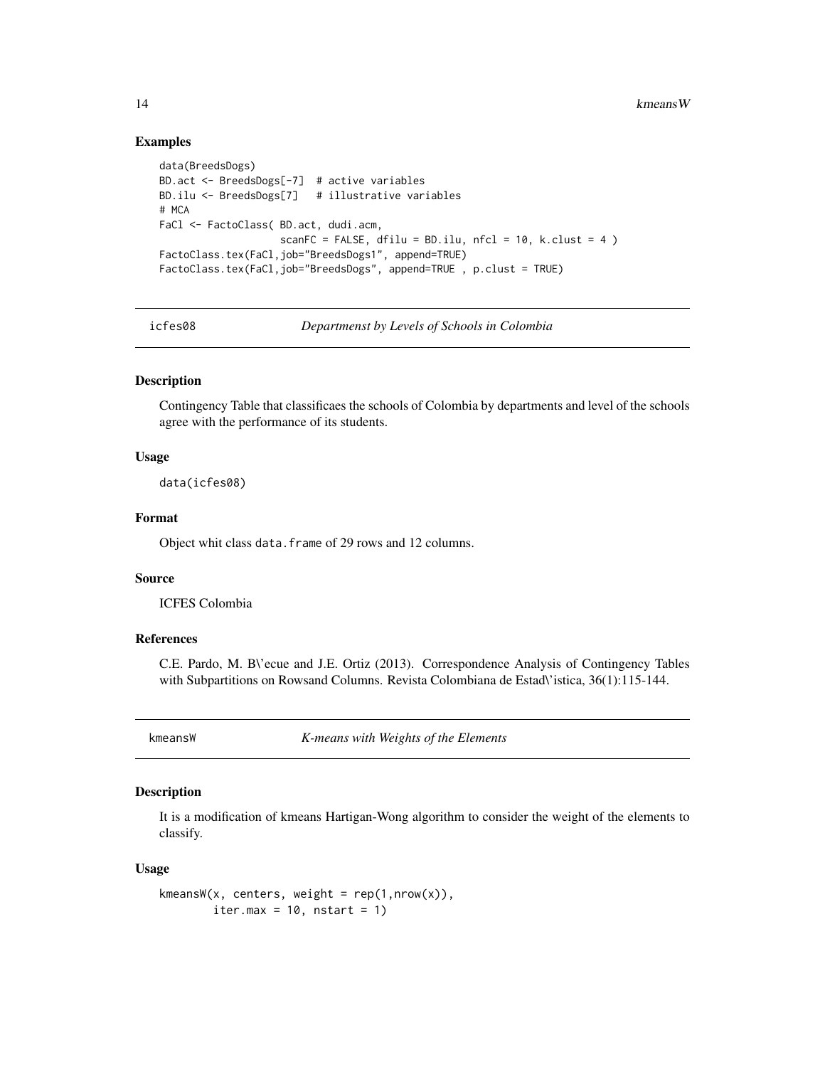## Examples

```
data(BreedsDogs)
BD.act <- BreedsDogs[-7]  # active variables
BD.ilu <- BreedsDogs[7]   # illustrative variables
# MCA
FaCl <- FactoClass( BD.act, dudi.acm,
                    scanFC = FALSE, dfilu = BD.ilu, nfcl = 10, k.clust = 4 )
FactoClass.tex(FaCl,job="BreedsDogs1", append=TRUE)
FactoClass.tex(FaCl,job="BreedsDogs", append=TRUE , p.clust = TRUE)
```

---

# icfes08 — *Departmenst by Levels of Schools in Colombia*

## Description

Contingency Table that classificaes the schools of Colombia by departments and level of the schools agree with the performance of its students.

## Usage

```
data(icfes08)
```

## Format

Object whit class `data.frame` of 29 rows and 12 columns.

## Source

ICFES Colombia

## References

C.E. Pardo, M. B\'ecue and J.E. Ortiz (2013). Correspondence Analysis of Contingency Tables with Subpartitions on Rowsand Columns. Revista Colombiana de Estad\'istica, 36(1):115-144.

---

# kmeansW — *K-means with Weights of the Elements*

## Description

It is a modification of kmeans Hartigan-Wong algorithm to consider the weight of the elements to classify.

## Usage

```
kmeansW(x, centers, weight = rep(1,nrow(x)),
        iter.max = 10, nstart = 1)
```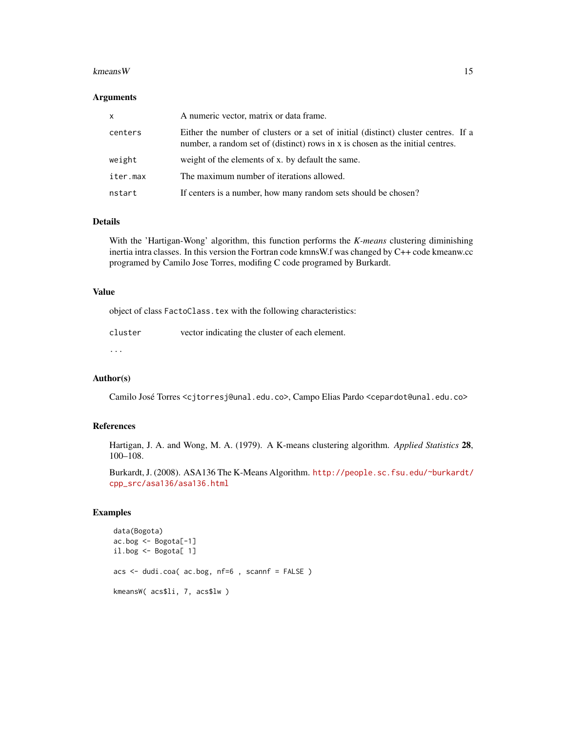### Arguments

| | |
|---|---|
| `x` | A numeric vector, matrix or data frame. |
| `centers` | Either the number of clusters or a set of initial (distinct) cluster centres. If a number, a random set of (distinct) rows in x is chosen as the initial centres. |
| `weight` | weight of the elements of x. by default the same. |
| `iter.max` | The maximum number of iterations allowed. |
| `nstart` | If centers is a number, how many random sets should be chosen? |

### Details

With the 'Hartigan-Wong' algorithm, this function performs the *K-means* clustering diminishing inertia intra classes. In this version the Fortran code kmnsW.f was changed by C++ code kmeanw.cc programed by Camilo Jose Torres, modifing C code programed by Burkardt.

### Value

object of class `FactoClass.tex` with the following characteristics:

| | |
|---|---|
| `cluster` | vector indicating the cluster of each element. |
| `...` | |

### Author(s)

Camilo José Torres <`cjtorresj@unal.edu.co`>, Campo Elias Pardo <`cepardot@unal.edu.co`>

### References

Hartigan, J. A. and Wong, M. A. (1979). A K-means clustering algorithm. *Applied Statistics* **28**, 100–108.

Burkardt, J. (2008). ASA136 The K-Means Algorithm. http://people.sc.fsu.edu/~burkardt/cpp_src/asa136/asa136.html

### Examples

```
data(Bogota)
ac.bog <- Bogota[-1]
il.bog <- Bogota[ 1]

acs <- dudi.coa( ac.bog, nf=6 , scannf = FALSE )

kmeansW( acs$li, 7, acs$lw )
```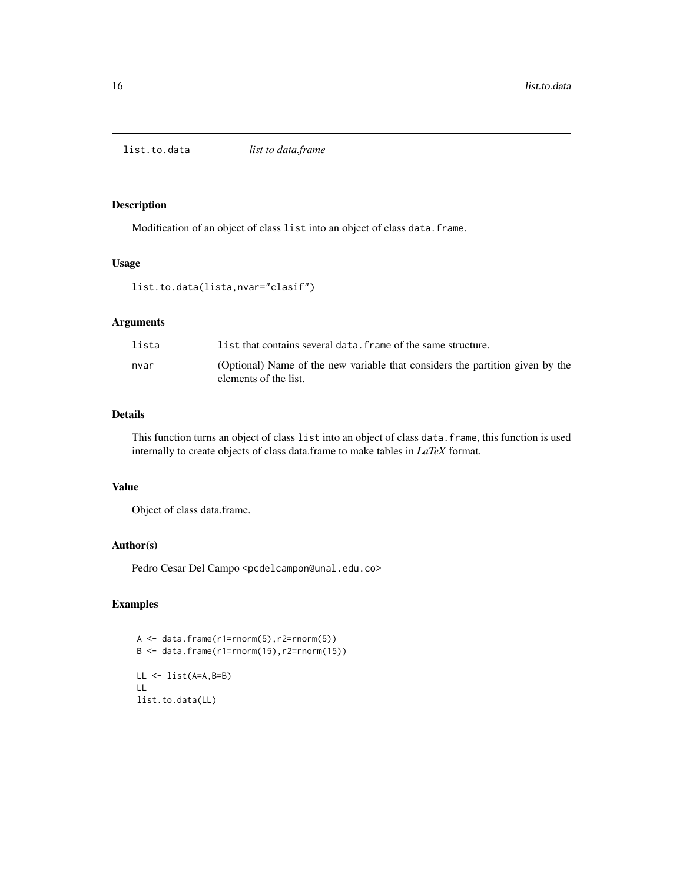# list.to.data — *list to data.frame*

## Description

Modification of an object of class `list` into an object of class `data.frame`.

## Usage

```
list.to.data(lista,nvar="clasif")
```

## Arguments

| | |
|---|---|
| `lista` | `list` that contains several `data.frame` of the same structure. |
| `nvar` | (Optional) Name of the new variable that considers the partition given by the elements of the list. |

## Details

This function turns an object of class `list` into an object of class `data.frame`, this function is used internally to create objects of class data.frame to make tables in *LaTeX* format.

## Value

Object of class data.frame.

## Author(s)

Pedro Cesar Del Campo <`pcdelcampon@unal.edu.co`>

## Examples

```
A <- data.frame(r1=rnorm(5),r2=rnorm(5))
B <- data.frame(r1=rnorm(15),r2=rnorm(15))

LL <- list(A=A,B=B)
LL
list.to.data(LL)
```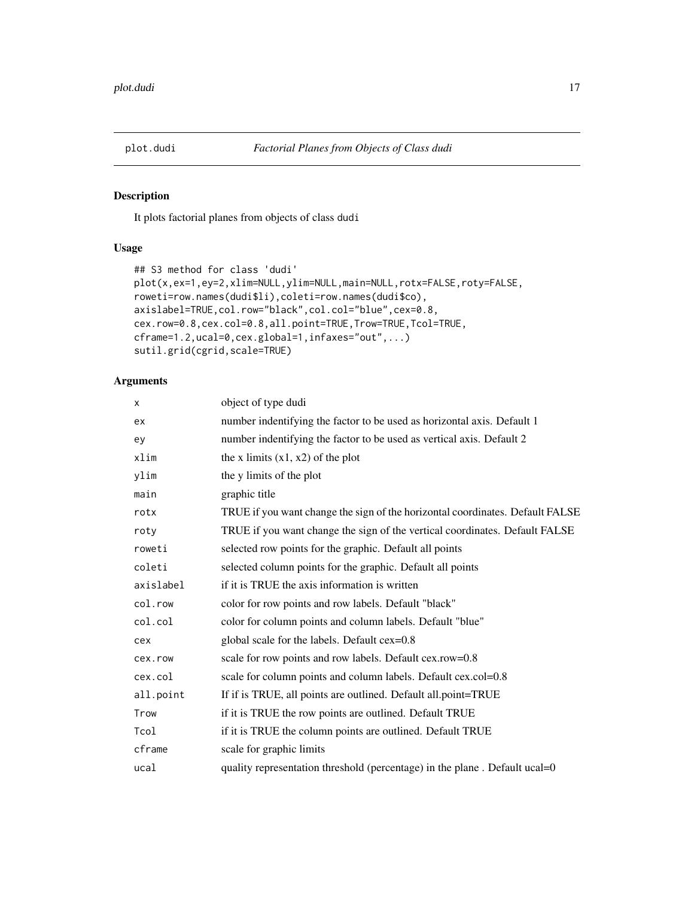plot.dudi *Factorial Planes from Objects of Class dudi*

## Description

It plots factorial planes from objects of class dudi

## Usage

```
## S3 method for class 'dudi'
plot(x,ex=1,ey=2,xlim=NULL,ylim=NULL,main=NULL,rotx=FALSE,roty=FALSE,
roweti=row.names(dudi$li),coleti=row.names(dudi$co),
axislabel=TRUE,col.row="black",col.col="blue",cex=0.8,
cex.row=0.8,cex.col=0.8,all.point=TRUE,Trow=TRUE,Tcol=TRUE,
cframe=1.2,ucal=0,cex.global=1,infaxes="out",...)
sutil.grid(cgrid,scale=TRUE)
```

## Arguments

| | |
|---|---|
| x | object of type dudi |
| ex | number indentifying the factor to be used as horizontal axis. Default 1 |
| ey | number indentifying the factor to be used as vertical axis. Default 2 |
| xlim | the x limits (x1, x2) of the plot |
| ylim | the y limits of the plot |
| main | graphic title |
| rotx | TRUE if you want change the sign of the horizontal coordinates. Default FALSE |
| roty | TRUE if you want change the sign of the vertical coordinates. Default FALSE |
| roweti | selected row points for the graphic. Default all points |
| coleti | selected column points for the graphic. Default all points |
| axislabel | if it is TRUE the axis information is written |
| col.row | color for row points and row labels. Default "black" |
| col.col | color for column points and column labels. Default "blue" |
| cex | global scale for the labels. Default cex=0.8 |
| cex.row | scale for row points and row labels. Default cex.row=0.8 |
| cex.col | scale for column points and column labels. Default cex.col=0.8 |
| all.point | If if is TRUE, all points are outlined. Default all.point=TRUE |
| Trow | if it is TRUE the row points are outlined. Default TRUE |
| Tcol | if it is TRUE the column points are outlined. Default TRUE |
| cframe | scale for graphic limits |
| ucal | quality representation threshold (percentage) in the plane . Default ucal=0 |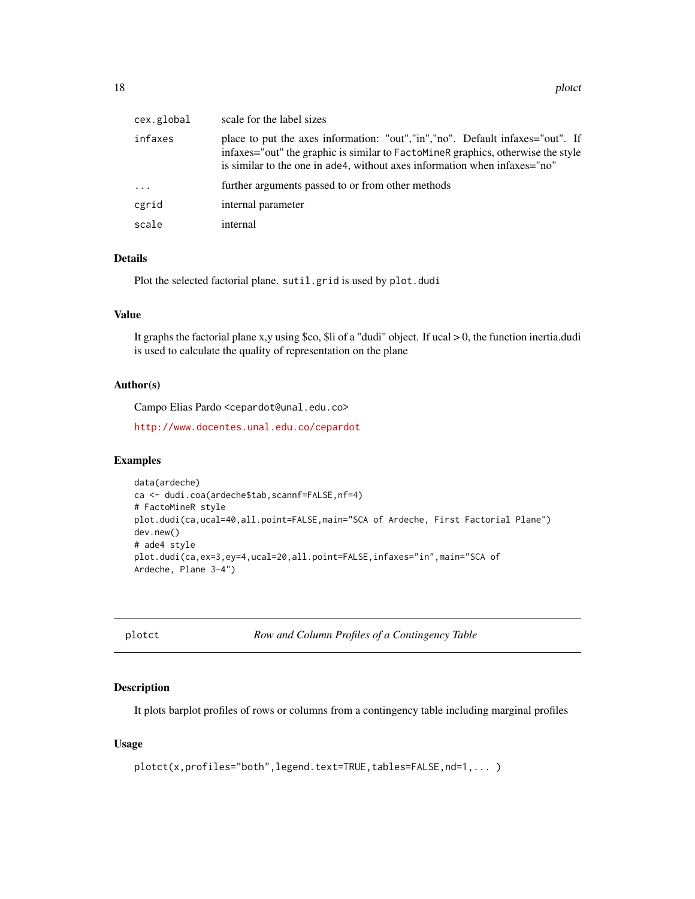| | |
|---|---|
| cex.global | scale for the label sizes |
| infaxes | place to put the axes information: "out","in","no". Default infaxes="out". If infaxes="out" the graphic is similar to FactoMineR graphics, otherwise the style is similar to the one in ade4, without axes information when infaxes="no" |
| ... | further arguments passed to or from other methods |
| cgrid | internal parameter |
| scale | internal |

### Details

Plot the selected factorial plane. sutil.grid is used by plot.dudi

### Value

It graphs the factorial plane x,y using $co, $li of a "dudi" object. If ucal > 0, the function inertia.dudi is used to calculate the quality of representation on the plane

### Author(s)

Campo Elias Pardo <cepardot@unal.edu.co>

http://www.docentes.unal.edu.co/cepardot

### Examples

```
data(ardeche)
ca <- dudi.coa(ardeche$tab,scannf=FALSE,nf=4)
# FactoMineR style
plot.dudi(ca,ucal=40,all.point=FALSE,main="SCA of Ardeche, First Factorial Plane")
dev.new()
# ade4 style
plot.dudi(ca,ex=3,ey=4,ucal=20,all.point=FALSE,infaxes="in",main="SCA of
Ardeche, Plane 3-4")
```

---

## plotct — *Row and Column Profiles of a Contingency Table*

### Description

It plots barplot profiles of rows or columns from a contingency table including marginal profiles

### Usage

```
plotct(x,profiles="both",legend.text=TRUE,tables=FALSE,nd=1,... )
```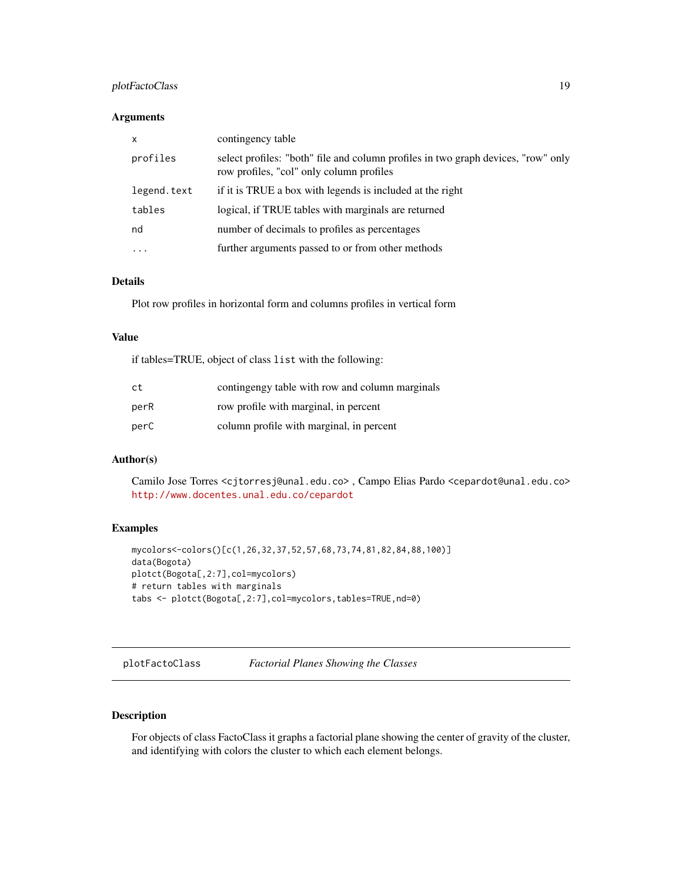### Arguments

| | |
|---|---|
| x | contingency table |
| profiles | select profiles: "both" file and column profiles in two graph devices, "row" only row profiles, "col" only column profiles |
| legend.text | if it is TRUE a box with legends is included at the right |
| tables | logical, if TRUE tables with marginals are returned |
| nd | number of decimals to profiles as percentages |
| ... | further arguments passed to or from other methods |

### Details

Plot row profiles in horizontal form and columns profiles in vertical form

### Value

if tables=TRUE, object of class `list` with the following:

| | |
|---|---|
| ct | contingengy table with row and column marginals |
| perR | row profile with marginal, in percent |
| perC | column profile with marginal, in percent |

### Author(s)

Camilo Jose Torres <cjtorresj@unal.edu.co> , Campo Elias Pardo <cepardot@unal.edu.co>
http://www.docentes.unal.edu.co/cepardot

### Examples

```
mycolors<-colors()[c(1,26,32,37,52,57,68,73,74,81,82,84,88,100)]
data(Bogota)
plotct(Bogota[,2:7],col=mycolors)
# return tables with marginals
tabs <- plotct(Bogota[,2:7],col=mycolors,tables=TRUE,nd=0)
```

---

## plotFactoClass *Factorial Planes Showing the Classes*

### Description

For objects of class FactoClass it graphs a factorial plane showing the center of gravity of the cluster, and identifying with colors the cluster to which each element belongs.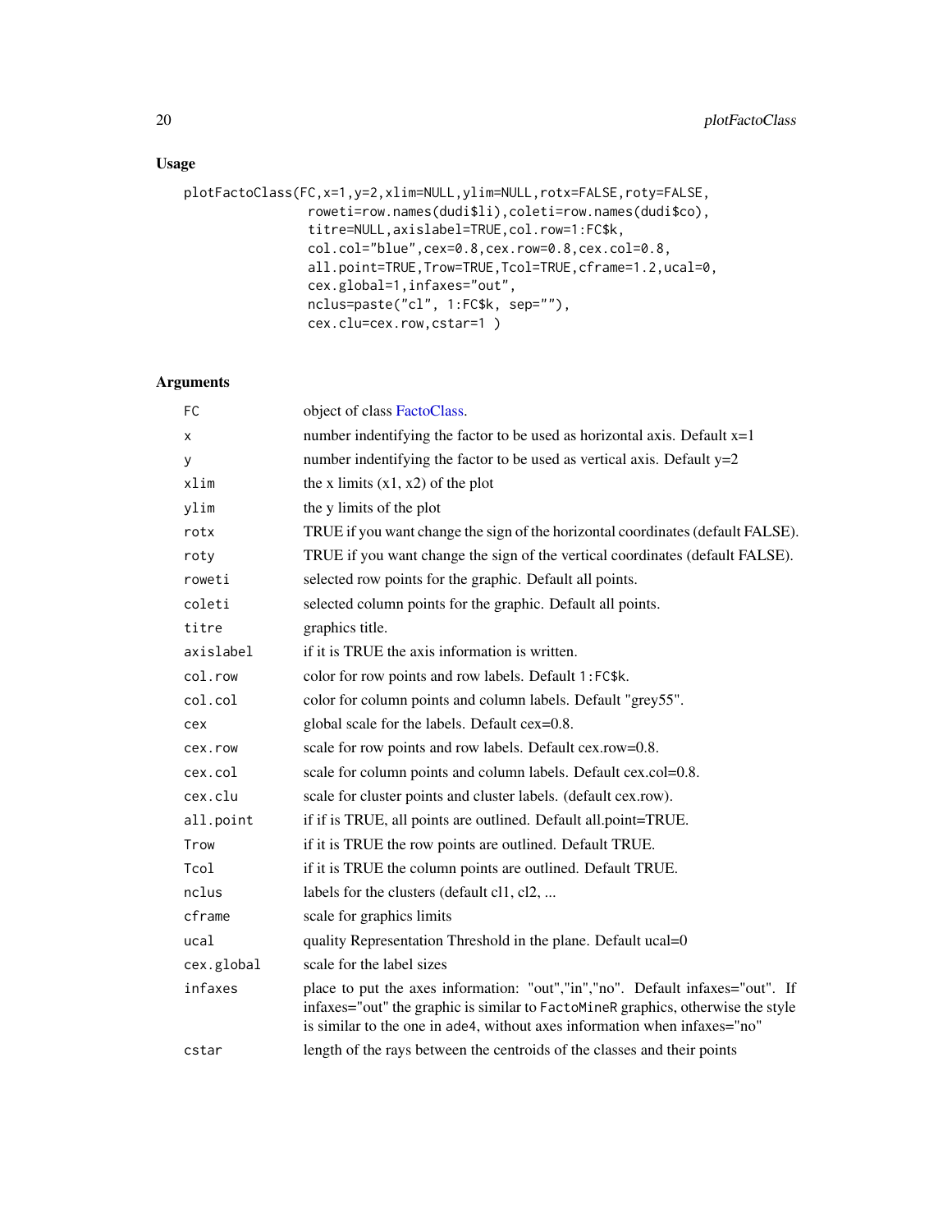## Usage

```
plotFactoClass(FC,x=1,y=2,xlim=NULL,ylim=NULL,rotx=FALSE,roty=FALSE,
               roweti=row.names(dudi$li),coleti=row.names(dudi$co),
               titre=NULL,axislabel=TRUE,col.row=1:FC$k,
               col.col="blue",cex=0.8,cex.row=0.8,cex.col=0.8,
               all.point=TRUE,Trow=TRUE,Tcol=TRUE,cframe=1.2,ucal=0,
               cex.global=1,infaxes="out",
               nclus=paste("cl", 1:FC$k, sep=""),
               cex.clu=cex.row,cstar=1 )
```

## Arguments

| | |
|---|---|
| FC | object of class FactoClass. |
| x | number indentifying the factor to be used as horizontal axis. Default x=1 |
| y | number indentifying the factor to be used as vertical axis. Default y=2 |
| xlim | the x limits (x1, x2) of the plot |
| ylim | the y limits of the plot |
| rotx | TRUE if you want change the sign of the horizontal coordinates (default FALSE). |
| roty | TRUE if you want change the sign of the vertical coordinates (default FALSE). |
| roweti | selected row points for the graphic. Default all points. |
| coleti | selected column points for the graphic. Default all points. |
| titre | graphics title. |
| axislabel | if it is TRUE the axis information is written. |
| col.row | color for row points and row labels. Default 1:FC$k. |
| col.col | color for column points and column labels. Default "grey55". |
| cex | global scale for the labels. Default cex=0.8. |
| cex.row | scale for row points and row labels. Default cex.row=0.8. |
| cex.col | scale for column points and column labels. Default cex.col=0.8. |
| cex.clu | scale for cluster points and cluster labels. (default cex.row). |
| all.point | if if is TRUE, all points are outlined. Default all.point=TRUE. |
| Trow | if it is TRUE the row points are outlined. Default TRUE. |
| Tcol | if it is TRUE the column points are outlined. Default TRUE. |
| nclus | labels for the clusters (default cl1, cl2, ... |
| cframe | scale for graphics limits |
| ucal | quality Representation Threshold in the plane. Default ucal=0 |
| cex.global | scale for the label sizes |
| infaxes | place to put the axes information: "out","in","no". Default infaxes="out". If infaxes="out" the graphic is similar to FactoMineR graphics, otherwise the style is similar to the one in ade4, without axes information when infaxes="no" |
| cstar | length of the rays between the centroids of the classes and their points |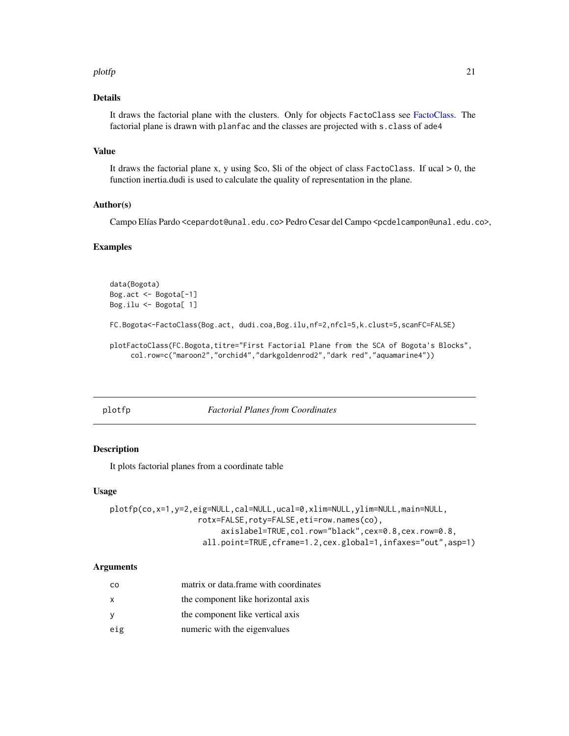### Details

It draws the factorial plane with the clusters. Only for objects FactoClass see FactoClass. The factorial plane is drawn with planfac and the classes are projected with s.class of ade4

### Value

It draws the factorial plane x, y using $co, $li of the object of class FactoClass. If ucal > 0, the function inertia.dudi is used to calculate the quality of representation in the plane.

### Author(s)

Campo Elías Pardo <cepardot@unal.edu.co> Pedro Cesar del Campo <pcdelcampon@unal.edu.co>,

### Examples

```
data(Bogota)
Bog.act <- Bogota[-1]
Bog.ilu <- Bogota[ 1]

FC.Bogota<-FactoClass(Bog.act, dudi.coa,Bog.ilu,nf=2,nfcl=5,k.clust=5,scanFC=FALSE)

plotFactoClass(FC.Bogota,titre="First Factorial Plane from the SCA of Bogota's Blocks",
     col.row=c("maroon2","orchid4","darkgoldenrod2","dark red","aquamarine4"))
```

---

## plotfp — *Factorial Planes from Coordinates*

### Description

It plots factorial planes from a coordinate table

### Usage

```
plotfp(co,x=1,y=2,eig=NULL,cal=NULL,ucal=0,xlim=NULL,ylim=NULL,main=NULL,
                 rotx=FALSE,roty=FALSE,eti=row.names(co),
                      axislabel=TRUE,col.row="black",cex=0.8,cex.row=0.8,
                  all.point=TRUE,cframe=1.2,cex.global=1,infaxes="out",asp=1)
```

### Arguments

| | |
|---|---|
| co | matrix or data.frame with coordinates |
| x | the component like horizontal axis |
| y | the component like vertical axis |
| eig | numeric with the eigenvalues |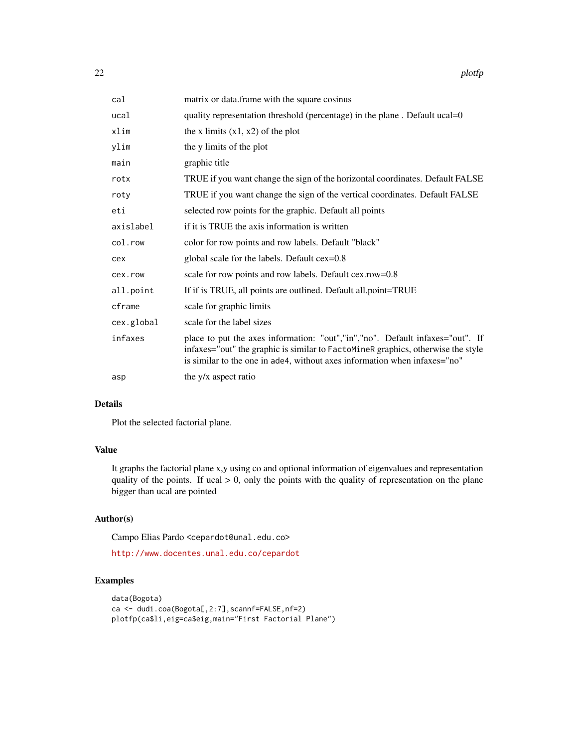| | |
|---|---|
| cal | matrix or data.frame with the square cosinus |
| ucal | quality representation threshold (percentage) in the plane . Default ucal=0 |
| xlim | the x limits (x1, x2) of the plot |
| ylim | the y limits of the plot |
| main | graphic title |
| rotx | TRUE if you want change the sign of the horizontal coordinates. Default FALSE |
| roty | TRUE if you want change the sign of the vertical coordinates. Default FALSE |
| eti | selected row points for the graphic. Default all points |
| axislabel | if it is TRUE the axis information is written |
| col.row | color for row points and row labels. Default "black" |
| cex | global scale for the labels. Default cex=0.8 |
| cex.row | scale for row points and row labels. Default cex.row=0.8 |
| all.point | If if is TRUE, all points are outlined. Default all.point=TRUE |
| cframe | scale for graphic limits |
| cex.global | scale for the label sizes |
| infaxes | place to put the axes information: "out","in","no". Default infaxes="out". If infaxes="out" the graphic is similar to FactoMineR graphics, otherwise the style is similar to the one in ade4, without axes information when infaxes="no" |
| asp | the y/x aspect ratio |

## Details

Plot the selected factorial plane.

## Value

It graphs the factorial plane x,y using co and optional information of eigenvalues and representation quality of the points. If ucal > 0, only the points with the quality of representation on the plane bigger than ucal are pointed

## Author(s)

Campo Elias Pardo <cepardot@unal.edu.co>

http://www.docentes.unal.edu.co/cepardot

## Examples

```
data(Bogota)
ca <- dudi.coa(Bogota[,2:7],scannf=FALSE,nf=2)
plotfp(ca$li,eig=ca$eig,main="First Factorial Plane")
```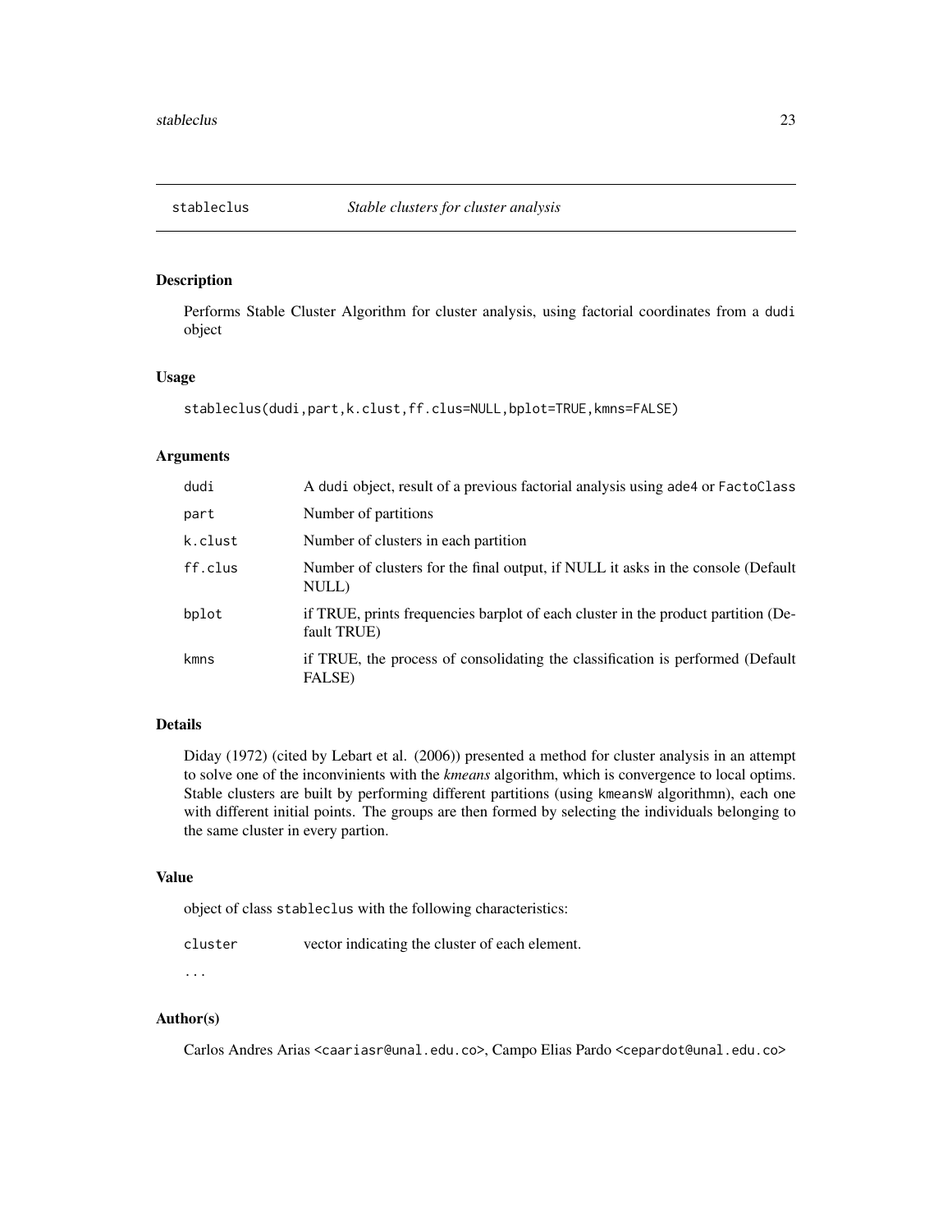# stableclus — *Stable clusters for cluster analysis*

## Description

Performs Stable Cluster Algorithm for cluster analysis, using factorial coordinates from a `dudi` object

## Usage

```
stableclus(dudi,part,k.clust,ff.clus=NULL,bplot=TRUE,kmns=FALSE)
```

## Arguments

| | |
|---|---|
| `dudi` | A `dudi` object, result of a previous factorial analysis using `ade4` or `FactoClass` |
| `part` | Number of partitions |
| `k.clust` | Number of clusters in each partition |
| `ff.clus` | Number of clusters for the final output, if NULL it asks in the console (Default NULL) |
| `bplot` | if TRUE, prints frequencies barplot of each cluster in the product partition (Default TRUE) |
| `kmns` | if TRUE, the process of consolidating the classification is performed (Default FALSE) |

## Details

Diday (1972) (cited by Lebart et al. (2006)) presented a method for cluster analysis in an attempt to solve one of the inconvinients with the *kmeans* algorithm, which is convergence to local optims. Stable clusters are built by performing different partitions (using `kmeansW` algorithmn), each one with different initial points. The groups are then formed by selecting the individuals belonging to the same cluster in every partion.

## Value

object of class `stableclus` with the following characteristics:

| | |
|---|---|
| `cluster` | vector indicating the cluster of each element. |
| `...` | |

## Author(s)

Carlos Andres Arias <caariasr@unal.edu.co>, Campo Elias Pardo <cepardot@unal.edu.co>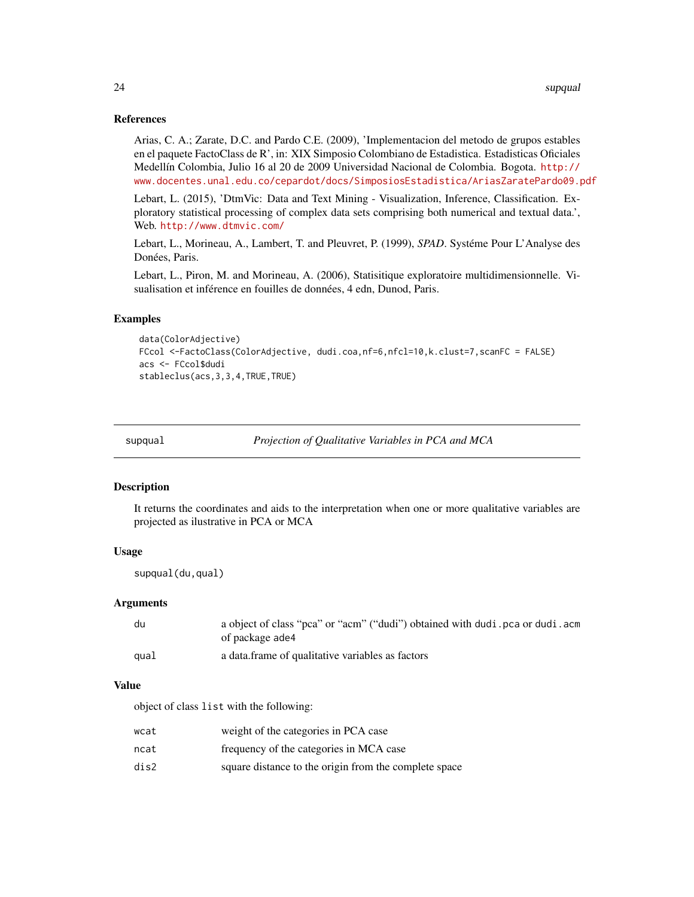### References

Arias, C. A.; Zarate, D.C. and Pardo C.E. (2009), 'Implementacion del metodo de grupos estables en el paquete FactoClass de R', in: XIX Simposio Colombiano de Estadistica. Estadisticas Oficiales Medellín Colombia, Julio 16 al 20 de 2009 Universidad Nacional de Colombia. Bogota. http://www.docentes.unal.edu.co/cepardot/docs/SimposiosEstadistica/AriasZaratePardo09.pdf

Lebart, L. (2015), 'DtmVic: Data and Text Mining - Visualization, Inference, Classification. Exploratory statistical processing of complex data sets comprising both numerical and textual data.', Web. http://www.dtmvic.com/

Lebart, L., Morineau, A., Lambert, T. and Pleuvret, P. (1999), *SPAD*. Systéme Pour L'Analyse des Donées, Paris.

Lebart, L., Piron, M. and Morineau, A. (2006), Statisitique exploratoire multidimensionnelle. Visualisation et inférence en fouilles de données, 4 edn, Dunod, Paris.

### Examples

```
data(ColorAdjective)
FCcol <-FactoClass(ColorAdjective, dudi.coa,nf=6,nfcl=10,k.clust=7,scanFC = FALSE)
acs <- FCcol$dudi
stableclus(acs,3,3,4,TRUE,TRUE)
```

---

## supqual — *Projection of Qualitative Variables in PCA and MCA*

### Description

It returns the coordinates and aids to the interpretation when one or more qualitative variables are projected as ilustrative in PCA or MCA

### Usage

```
supqual(du,qual)
```

### Arguments

| | |
|---|---|
| du | a object of class "pca" or "acm" ("dudi") obtained with `dudi.pca` or `dudi.acm` of package ade4 |
| qual | a data.frame of qualitative variables as factors |

### Value

object of class `list` with the following:

| | |
|---|---|
| wcat | weight of the categories in PCA case |
| ncat | frequency of the categories in MCA case |
| dis2 | square distance to the origin from the complete space |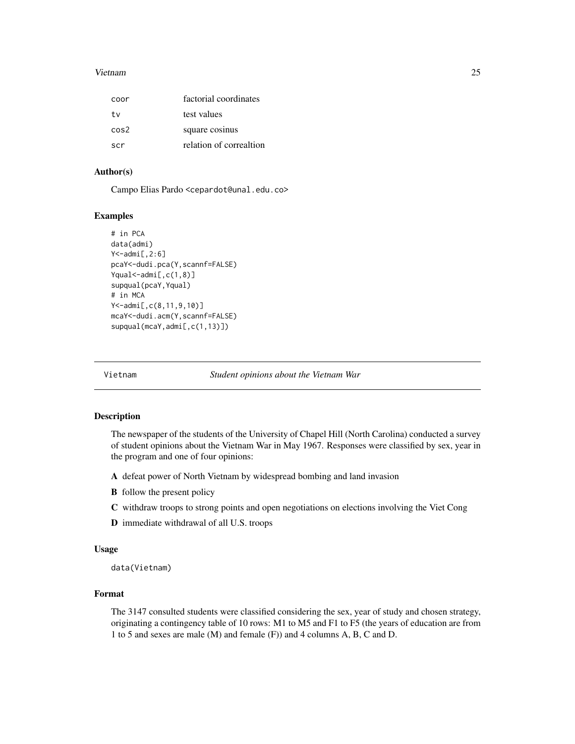| | |
|---|---|
| coor | factorial coordinates |
| tv | test values |
| cos2 | square cosinus |
| scr | relation of correaltion |

### Author(s)

Campo Elias Pardo <cepardot@unal.edu.co>

### Examples

```
# in PCA
data(admi)
Y<-admi[,2:6]
pcaY<-dudi.pca(Y,scannf=FALSE)
Yqual<-admi[,c(1,8)]
supqual(pcaY,Yqual)
# in MCA
Y<-admi[,c(8,11,9,10)]
mcaY<-dudi.acm(Y,scannf=FALSE)
supqual(mcaY,admi[,c(1,13)])
```

---

## Vietnam *Student opinions about the Vietnam War*

---

### Description

The newspaper of the students of the University of Chapel Hill (North Carolina) conducted a survey of student opinions about the Vietnam War in May 1967. Responses were classified by sex, year in the program and one of four opinions:

- **A** defeat power of North Vietnam by widespread bombing and land invasion
- **B** follow the present policy
- **C** withdraw troops to strong points and open negotiations on elections involving the Viet Cong
- **D** immediate withdrawal of all U.S. troops

### Usage

```
data(Vietnam)
```

### Format

The 3147 consulted students were classified considering the sex, year of study and chosen strategy, originating a contingency table of 10 rows: M1 to M5 and F1 to F5 (the years of education are from 1 to 5 and sexes are male (M) and female (F)) and 4 columns A, B, C and D.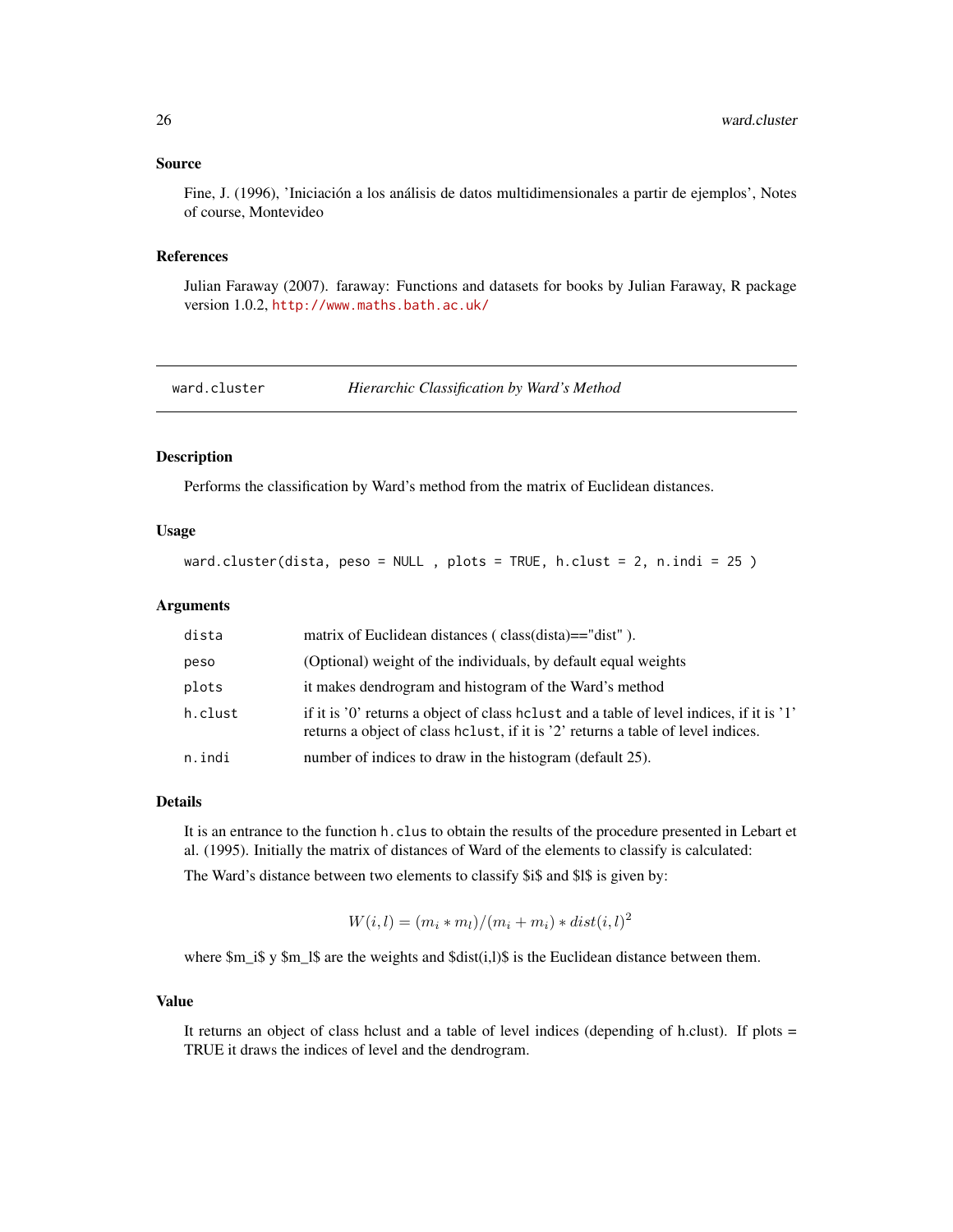### Source

Fine, J. (1996), 'Iniciación a los análisis de datos multidimensionales a partir de ejemplos', Notes of course, Montevideo

### References

Julian Faraway (2007). faraway: Functions and datasets for books by Julian Faraway, R package version 1.0.2, http://www.maths.bath.ac.uk/

---

## ward.cluster — *Hierarchic Classification by Ward's Method*

### Description

Performs the classification by Ward's method from the matrix of Euclidean distances.

### Usage

```
ward.cluster(dista, peso = NULL , plots = TRUE, h.clust = 2, n.indi = 25 )
```

### Arguments

| | |
|---|---|
| `dista` | matrix of Euclidean distances ( class(dista)=="dist" ). |
| `peso` | (Optional) weight of the individuals, by default equal weights |
| `plots` | it makes dendrogram and histogram of the Ward's method |
| `h.clust` | if it is '0' returns a object of class `hclust` and a table of level indices, if it is '1' returns a object of class `hclust`, if it is '2' returns a table of level indices. |
| `n.indi` | number of indices to draw in the histogram (default 25). |

### Details

It is an entrance to the function `h.clus` to obtain the results of the procedure presented in Lebart et al. (1995). Initially the matrix of distances of Ward of the elements to classify is calculated:

The Ward's distance between two elements to classify $i$ and $l$ is given by:

$$W(i,l) = (m_i * m_l)/(m_i + m_i) * dist(i,l)^2$$

where $m_i$ y $m_l$ are the weights and $dist(i,l)$ is the Euclidean distance between them.

### Value

It returns an object of class hclust and a table of level indices (depending of h.clust). If plots = TRUE it draws the indices of level and the dendrogram.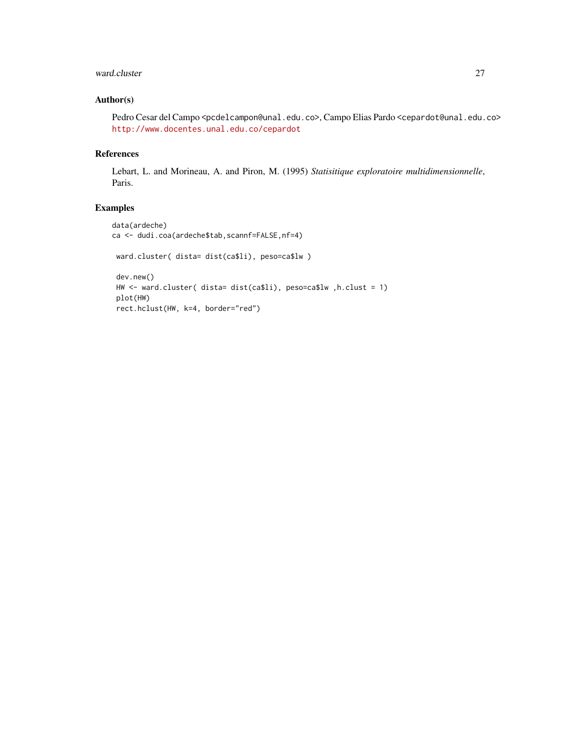## Author(s)

Pedro Cesar del Campo <pcdelcampon@unal.edu.co>, Campo Elias Pardo <cepardot@unal.edu.co>
http://www.docentes.unal.edu.co/cepardot

## References

Lebart, L. and Morineau, A. and Piron, M. (1995) *Statisitique exploratoire multidimensionnelle*, Paris.

## Examples

```
data(ardeche)
ca <- dudi.coa(ardeche$tab,scannf=FALSE,nf=4)

 ward.cluster( dista= dist(ca$li), peso=ca$lw )

 dev.new()
 HW <- ward.cluster( dista= dist(ca$li), peso=ca$lw ,h.clust = 1)
 plot(HW)
 rect.hclust(HW, k=4, border="red")
```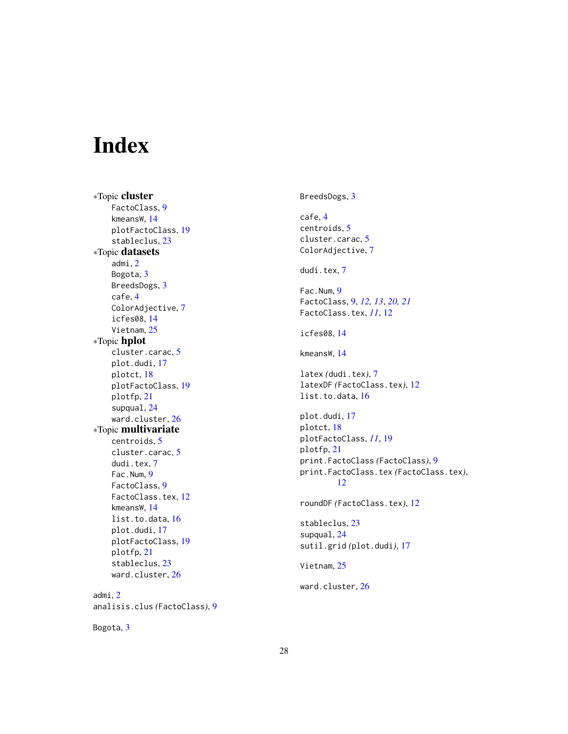# Index

*Topic **cluster**
- FactoClass, 9
- kmeansW, 14
- plotFactoClass, 19
- stableclus, 23

*Topic **datasets**
- admi, 2
- Bogota, 3
- BreedsDogs, 3
- cafe, 4
- ColorAdjective, 7
- icfes08, 14
- Vietnam, 25

*Topic **hplot**
- cluster.carac, 5
- plot.dudi, 17
- plotct, 18
- plotFactoClass, 19
- plotfp, 21
- supqual, 24
- ward.cluster, 26

*Topic **multivariate**
- centroids, 5
- cluster.carac, 5
- dudi.tex, 7
- Fac.Num, 9
- FactoClass, 9
- FactoClass.tex, 12
- kmeansW, 14
- list.to.data, 16
- plot.dudi, 17
- plotFactoClass, 19
- plotfp, 21
- stableclus, 23
- ward.cluster, 26

admi, 2
analisis.clus *(FactoClass)*, 9

Bogota, 3
BreedsDogs, 3

cafe, 4
centroids, 5
cluster.carac, 5
ColorAdjective, 7

dudi.tex, 7

Fac.Num, 9
FactoClass, 9, *12*, *13*, *20*, *21*
FactoClass.tex, *11*, 12

icfes08, 14

kmeansW, 14

latex *(dudi.tex)*, 7
latexDF *(FactoClass.tex)*, 12
list.to.data, 16

plot.dudi, 17
plotct, 18
plotFactoClass, *11*, 19
plotfp, 21
print.FactoClass *(FactoClass)*, 9
print.FactoClass.tex *(FactoClass.tex)*, 12

roundDF *(FactoClass.tex)*, 12

stableclus, 23
supqual, 24
sutil.grid *(plot.dudi)*, 17

Vietnam, 25

ward.cluster, 26